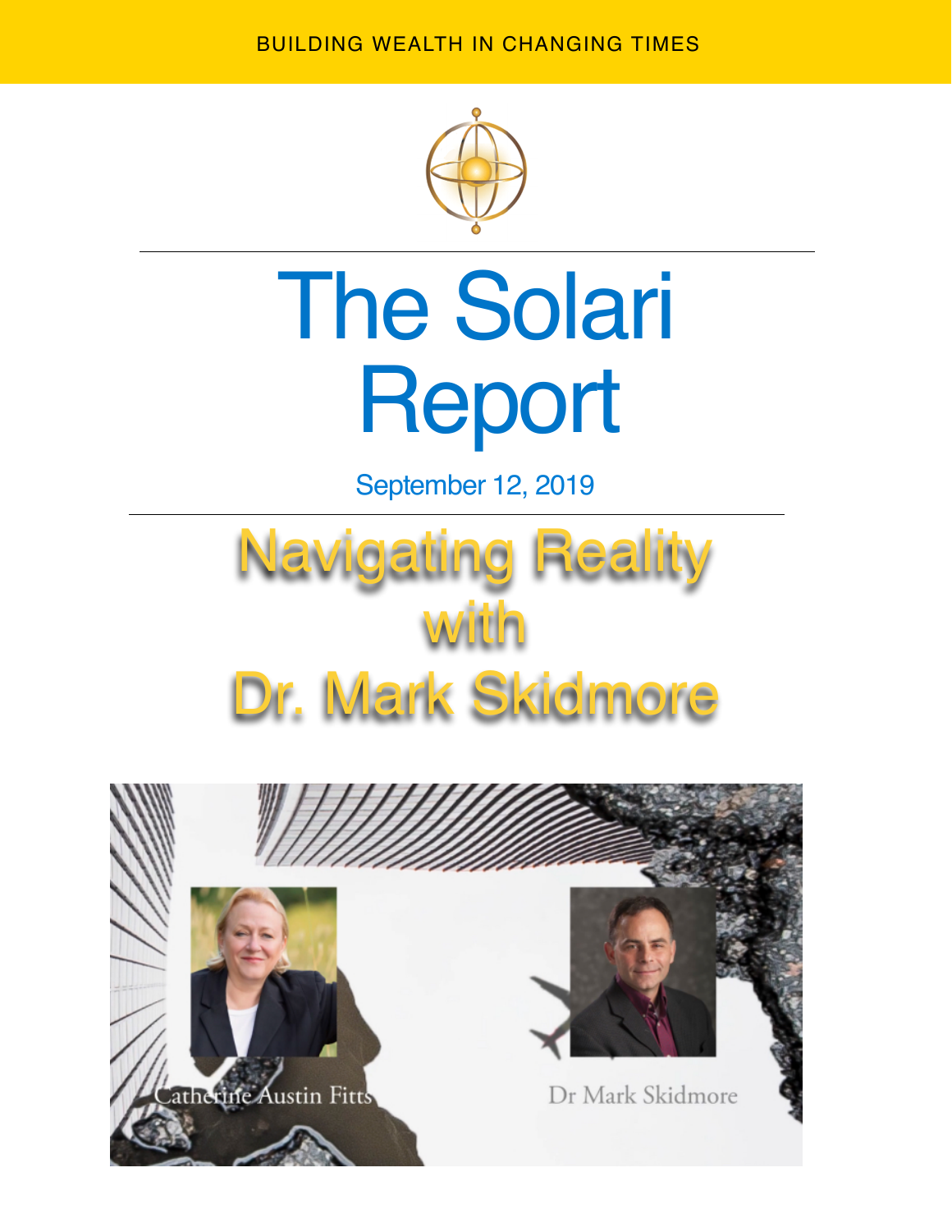BUILDING WEALTH IN CHANGING TIMES

# The Solari Report

September 12, 2019

## Navigating Reality with Dr. Mark Skidmore

Catherine Austin Fitts

Dr Mark Skidmore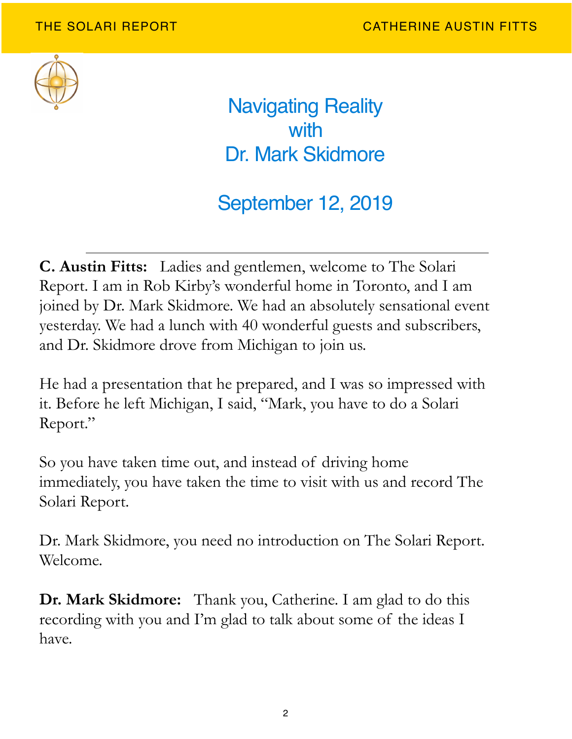# Navigating Reality with Dr. Mark Skidmore

## September 12, 2019

---

**C. Austin Fitts:** Ladies and gentlemen, welcome to The Solari Report. I am in Rob Kirby's wonderful home in Toronto, and I am joined by Dr. Mark Skidmore. We had an absolutely sensational event yesterday. We had a lunch with 40 wonderful guests and subscribers, and Dr. Skidmore drove from Michigan to join us.

He had a presentation that he prepared, and I was so impressed with it. Before he left Michigan, I said, "Mark, you have to do a Solari Report."

So you have taken time out, and instead of driving home immediately, you have taken the time to visit with us and record The Solari Report.

Dr. Mark Skidmore, you need no introduction on The Solari Report. Welcome.

**Dr. Mark Skidmore:** Thank you, Catherine. I am glad to do this recording with you and I'm glad to talk about some of the ideas I have.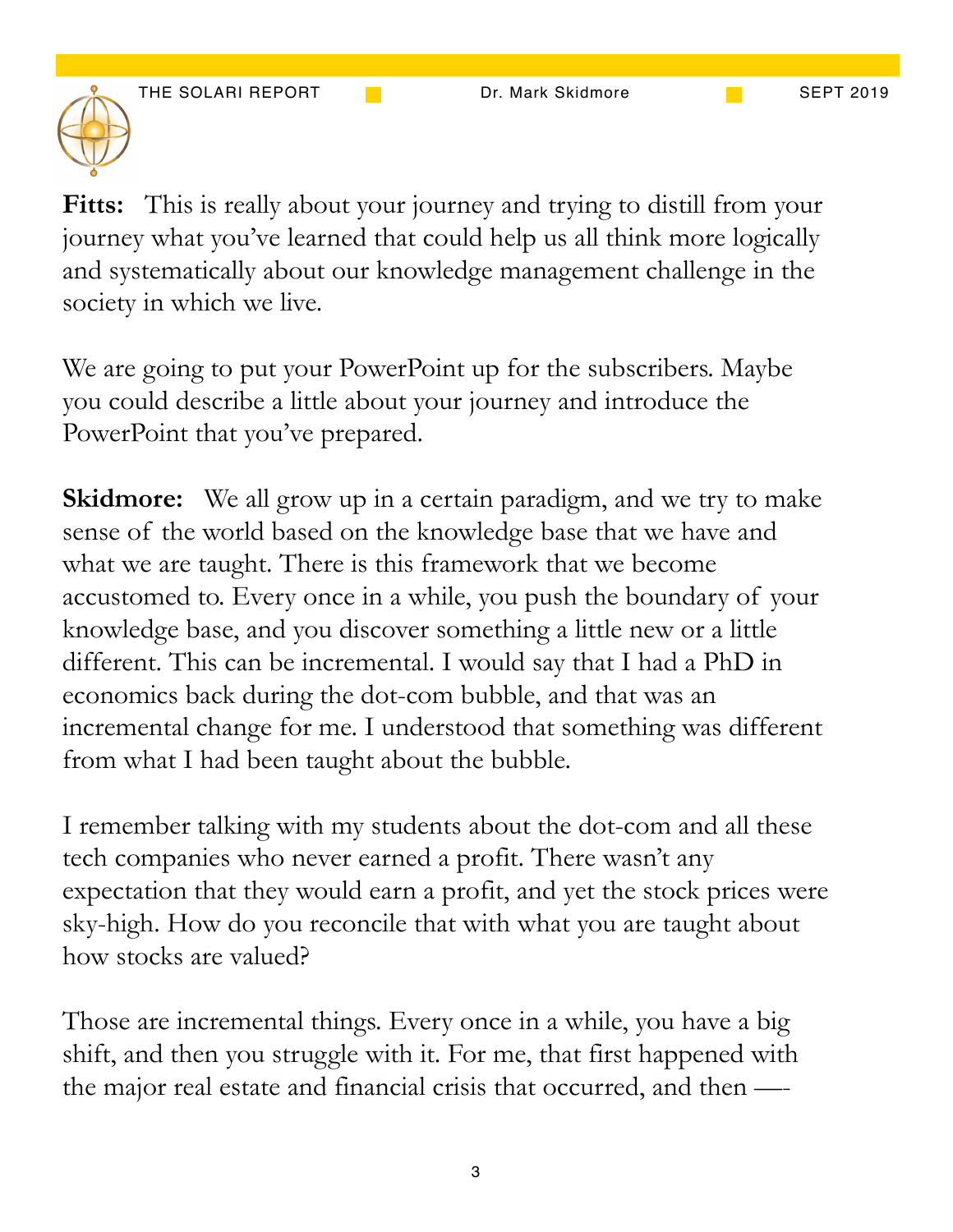**Fitts:** This is really about your journey and trying to distill from your journey what you've learned that could help us all think more logically and systematically about our knowledge management challenge in the society in which we live.

We are going to put your PowerPoint up for the subscribers. Maybe you could describe a little about your journey and introduce the PowerPoint that you've prepared.

**Skidmore:** We all grow up in a certain paradigm, and we try to make sense of the world based on the knowledge base that we have and what we are taught. There is this framework that we become accustomed to. Every once in a while, you push the boundary of your knowledge base, and you discover something a little new or a little different. This can be incremental. I would say that I had a PhD in economics back during the dot-com bubble, and that was an incremental change for me. I understood that something was different from what I had been taught about the bubble.

I remember talking with my students about the dot-com and all these tech companies who never earned a profit. There wasn't any expectation that they would earn a profit, and yet the stock prices were sky-high. How do you reconcile that with what you are taught about how stocks are valued?

Those are incremental things. Every once in a while, you have a big shift, and then you struggle with it. For me, that first happened with the major real estate and financial crisis that occurred, and then —-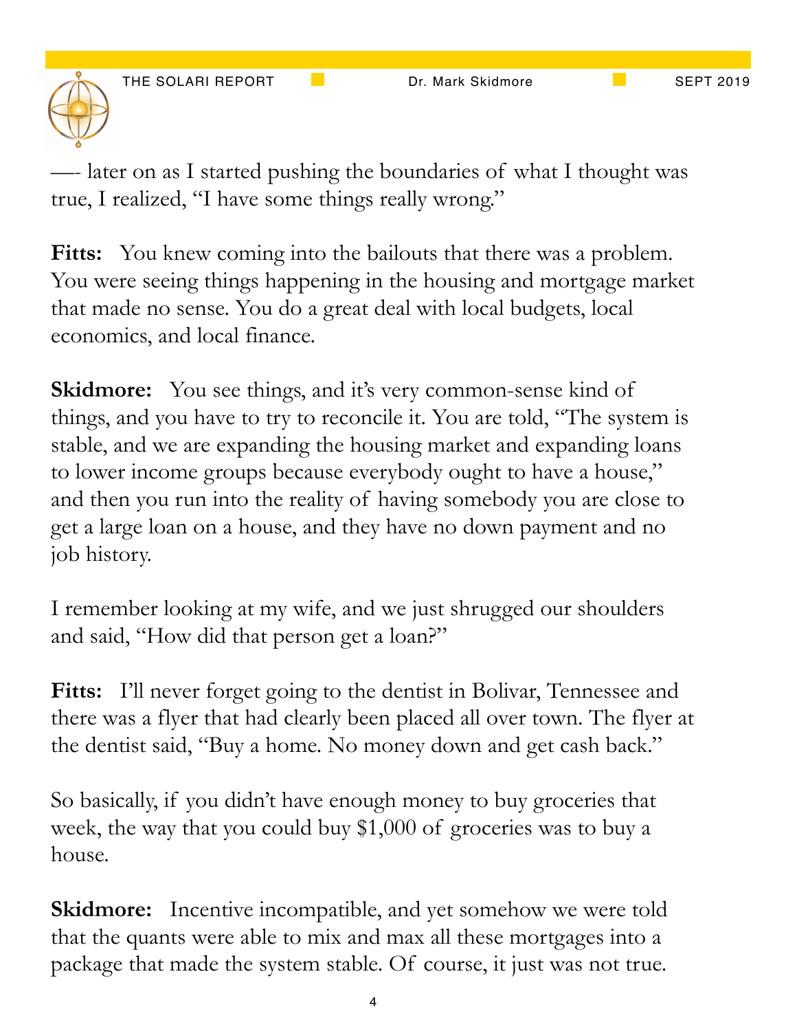—- later on as I started pushing the boundaries of what I thought was true, I realized, "I have some things really wrong."

**Fitts:** You knew coming into the bailouts that there was a problem. You were seeing things happening in the housing and mortgage market that made no sense. You do a great deal with local budgets, local economics, and local finance.

**Skidmore:** You see things, and it's very common-sense kind of things, and you have to try to reconcile it. You are told, "The system is stable, and we are expanding the housing market and expanding loans to lower income groups because everybody ought to have a house," and then you run into the reality of having somebody you are close to get a large loan on a house, and they have no down payment and no job history.

I remember looking at my wife, and we just shrugged our shoulders and said, "How did that person get a loan?"

**Fitts:** I'll never forget going to the dentist in Bolivar, Tennessee and there was a flyer that had clearly been placed all over town. The flyer at the dentist said, "Buy a home. No money down and get cash back."

So basically, if you didn't have enough money to buy groceries that week, the way that you could buy $1,000 of groceries was to buy a house.

**Skidmore:** Incentive incompatible, and yet somehow we were told that the quants were able to mix and max all these mortgages into a package that made the system stable. Of course, it just was not true.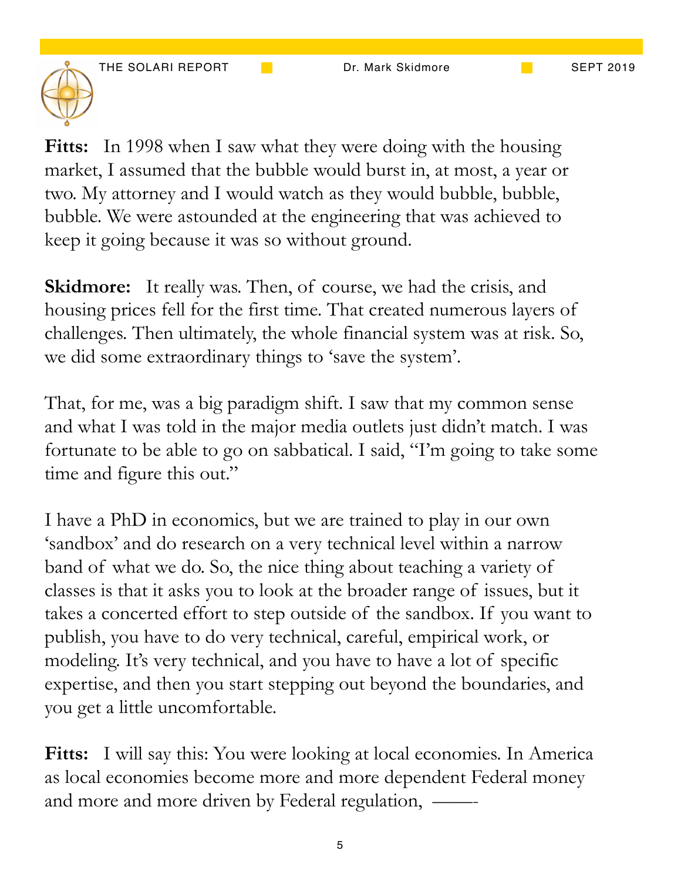**Fitts:** In 1998 when I saw what they were doing with the housing market, I assumed that the bubble would burst in, at most, a year or two. My attorney and I would watch as they would bubble, bubble, bubble. We were astounded at the engineering that was achieved to keep it going because it was so without ground.

**Skidmore:** It really was. Then, of course, we had the crisis, and housing prices fell for the first time. That created numerous layers of challenges. Then ultimately, the whole financial system was at risk. So, we did some extraordinary things to 'save the system'.

That, for me, was a big paradigm shift. I saw that my common sense and what I was told in the major media outlets just didn't match. I was fortunate to be able to go on sabbatical. I said, "I'm going to take some time and figure this out."

I have a PhD in economics, but we are trained to play in our own 'sandbox' and do research on a very technical level within a narrow band of what we do. So, the nice thing about teaching a variety of classes is that it asks you to look at the broader range of issues, but it takes a concerted effort to step outside of the sandbox. If you want to publish, you have to do very technical, careful, empirical work, or modeling. It's very technical, and you have to have a lot of specific expertise, and then you start stepping out beyond the boundaries, and you get a little uncomfortable.

**Fitts:** I will say this: You were looking at local economies. In America as local economies become more and more dependent Federal money and more and more driven by Federal regulation, ——-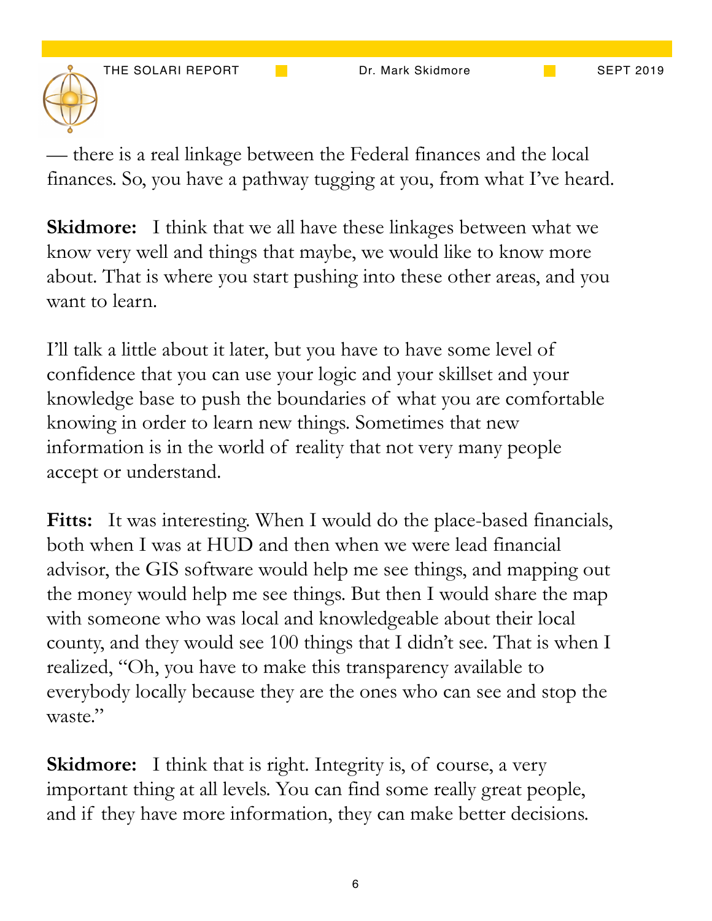— there is a real linkage between the Federal finances and the local finances. So, you have a pathway tugging at you, from what I've heard.

**Skidmore:** I think that we all have these linkages between what we know very well and things that maybe, we would like to know more about. That is where you start pushing into these other areas, and you want to learn.

I'll talk a little about it later, but you have to have some level of confidence that you can use your logic and your skillset and your knowledge base to push the boundaries of what you are comfortable knowing in order to learn new things. Sometimes that new information is in the world of reality that not very many people accept or understand.

**Fitts:** It was interesting. When I would do the place-based financials, both when I was at HUD and then when we were lead financial advisor, the GIS software would help me see things, and mapping out the money would help me see things. But then I would share the map with someone who was local and knowledgeable about their local county, and they would see 100 things that I didn't see. That is when I realized, "Oh, you have to make this transparency available to everybody locally because they are the ones who can see and stop the waste."

**Skidmore:** I think that is right. Integrity is, of course, a very important thing at all levels. You can find some really great people, and if they have more information, they can make better decisions.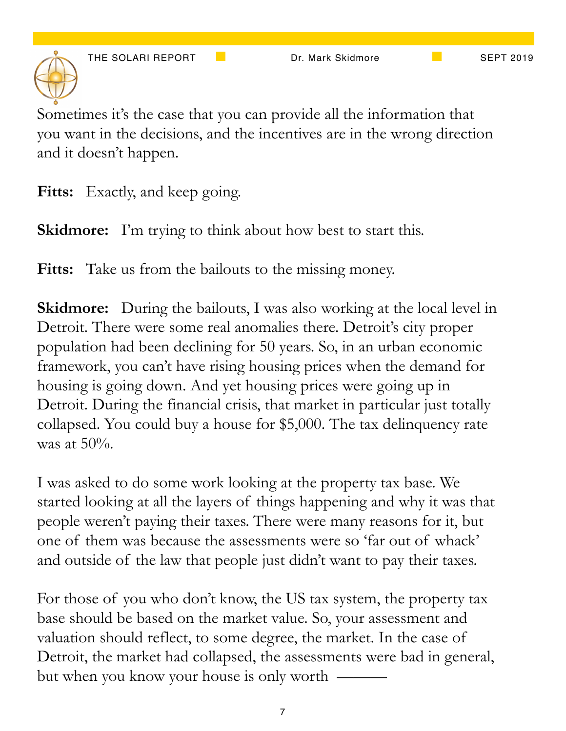Sometimes it's the case that you can provide all the information that you want in the decisions, and the incentives are in the wrong direction and it doesn't happen.

**Fitts:** Exactly, and keep going.

**Skidmore:** I'm trying to think about how best to start this.

**Fitts:** Take us from the bailouts to the missing money.

**Skidmore:** During the bailouts, I was also working at the local level in Detroit. There were some real anomalies there. Detroit's city proper population had been declining for 50 years. So, in an urban economic framework, you can't have rising housing prices when the demand for housing is going down. And yet housing prices were going up in Detroit. During the financial crisis, that market in particular just totally collapsed. You could buy a house for $5,000. The tax delinquency rate was at 50%.

I was asked to do some work looking at the property tax base. We started looking at all the layers of things happening and why it was that people weren't paying their taxes. There were many reasons for it, but one of them was because the assessments were so 'far out of whack' and outside of the law that people just didn't want to pay their taxes.

For those of you who don't know, the US tax system, the property tax base should be based on the market value. So, your assessment and valuation should reflect, to some degree, the market. In the case of Detroit, the market had collapsed, the assessments were bad in general, but when you know your house is only worth ———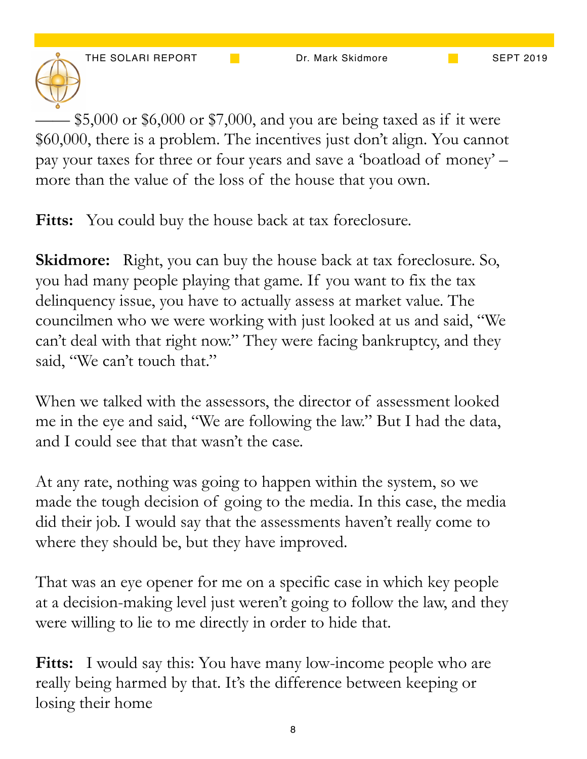—— $5,000 or $6,000 or $7,000, and you are being taxed as if it were $60,000, there is a problem. The incentives just don't align. You cannot pay your taxes for three or four years and save a 'boatload of money' – more than the value of the loss of the house that you own.

**Fitts:** You could buy the house back at tax foreclosure.

**Skidmore:** Right, you can buy the house back at tax foreclosure. So, you had many people playing that game. If you want to fix the tax delinquency issue, you have to actually assess at market value. The councilmen who we were working with just looked at us and said, "We can't deal with that right now." They were facing bankruptcy, and they said, "We can't touch that."

When we talked with the assessors, the director of assessment looked me in the eye and said, "We are following the law." But I had the data, and I could see that that wasn't the case.

At any rate, nothing was going to happen within the system, so we made the tough decision of going to the media. In this case, the media did their job. I would say that the assessments haven't really come to where they should be, but they have improved.

That was an eye opener for me on a specific case in which key people at a decision-making level just weren't going to follow the law, and they were willing to lie to me directly in order to hide that.

**Fitts:** I would say this: You have many low-income people who are really being harmed by that. It's the difference between keeping or losing their home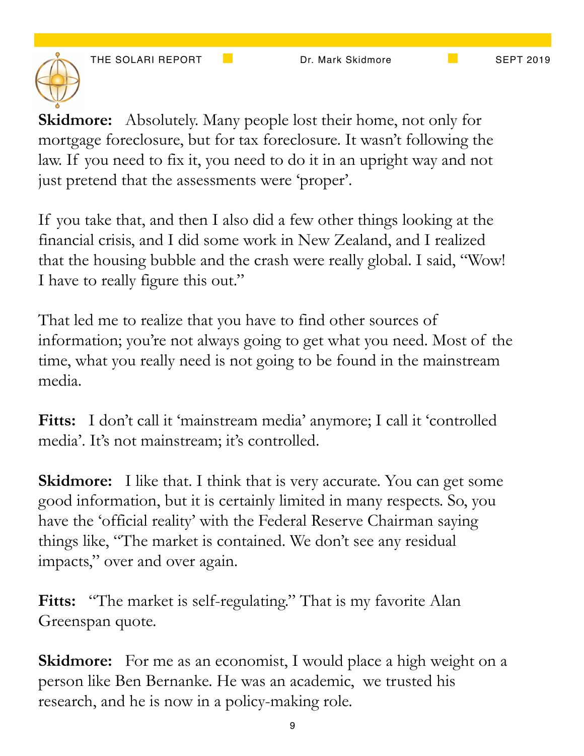**Skidmore:** Absolutely. Many people lost their home, not only for mortgage foreclosure, but for tax foreclosure. It wasn't following the law. If you need to fix it, you need to do it in an upright way and not just pretend that the assessments were 'proper'.

If you take that, and then I also did a few other things looking at the financial crisis, and I did some work in New Zealand, and I realized that the housing bubble and the crash were really global. I said, "Wow! I have to really figure this out."

That led me to realize that you have to find other sources of information; you're not always going to get what you need. Most of the time, what you really need is not going to be found in the mainstream media.

**Fitts:** I don't call it 'mainstream media' anymore; I call it 'controlled media'. It's not mainstream; it's controlled.

**Skidmore:** I like that. I think that is very accurate. You can get some good information, but it is certainly limited in many respects. So, you have the 'official reality' with the Federal Reserve Chairman saying things like, "The market is contained. We don't see any residual impacts," over and over again.

**Fitts:** "The market is self-regulating." That is my favorite Alan Greenspan quote.

**Skidmore:** For me as an economist, I would place a high weight on a person like Ben Bernanke. He was an academic, we trusted his research, and he is now in a policy-making role.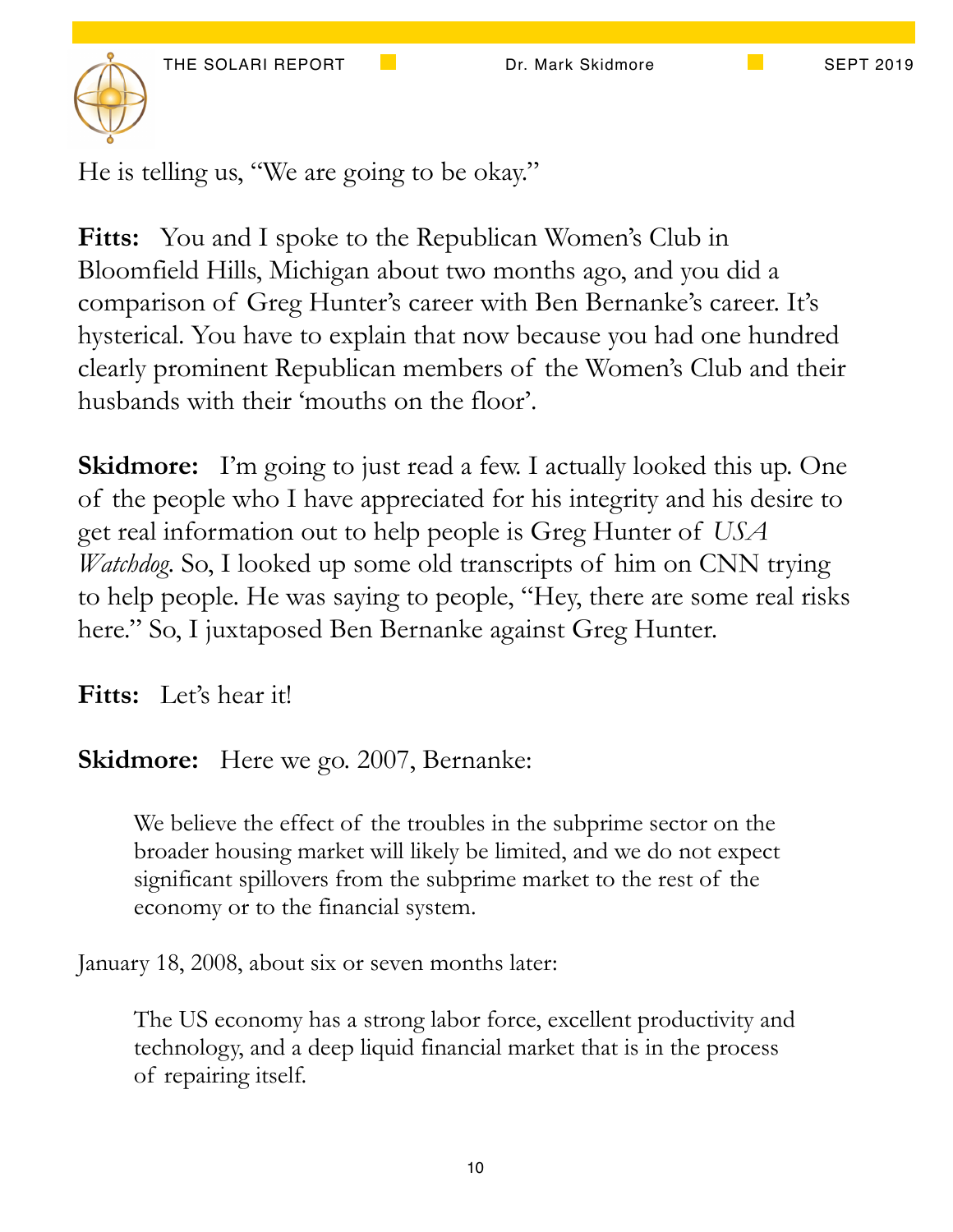He is telling us, "We are going to be okay."

**Fitts:** You and I spoke to the Republican Women's Club in Bloomfield Hills, Michigan about two months ago, and you did a comparison of Greg Hunter's career with Ben Bernanke's career. It's hysterical. You have to explain that now because you had one hundred clearly prominent Republican members of the Women's Club and their husbands with their 'mouths on the floor'.

**Skidmore:** I'm going to just read a few. I actually looked this up. One of the people who I have appreciated for his integrity and his desire to get real information out to help people is Greg Hunter of *USA Watchdog*. So, I looked up some old transcripts of him on CNN trying to help people. He was saying to people, "Hey, there are some real risks here." So, I juxtaposed Ben Bernanke against Greg Hunter.

**Fitts:** Let's hear it!

**Skidmore:** Here we go. 2007, Bernanke:

> We believe the effect of the troubles in the subprime sector on the broader housing market will likely be limited, and we do not expect significant spillovers from the subprime market to the rest of the economy or to the financial system.

January 18, 2008, about six or seven months later:

> The US economy has a strong labor force, excellent productivity and technology, and a deep liquid financial market that is in the process of repairing itself.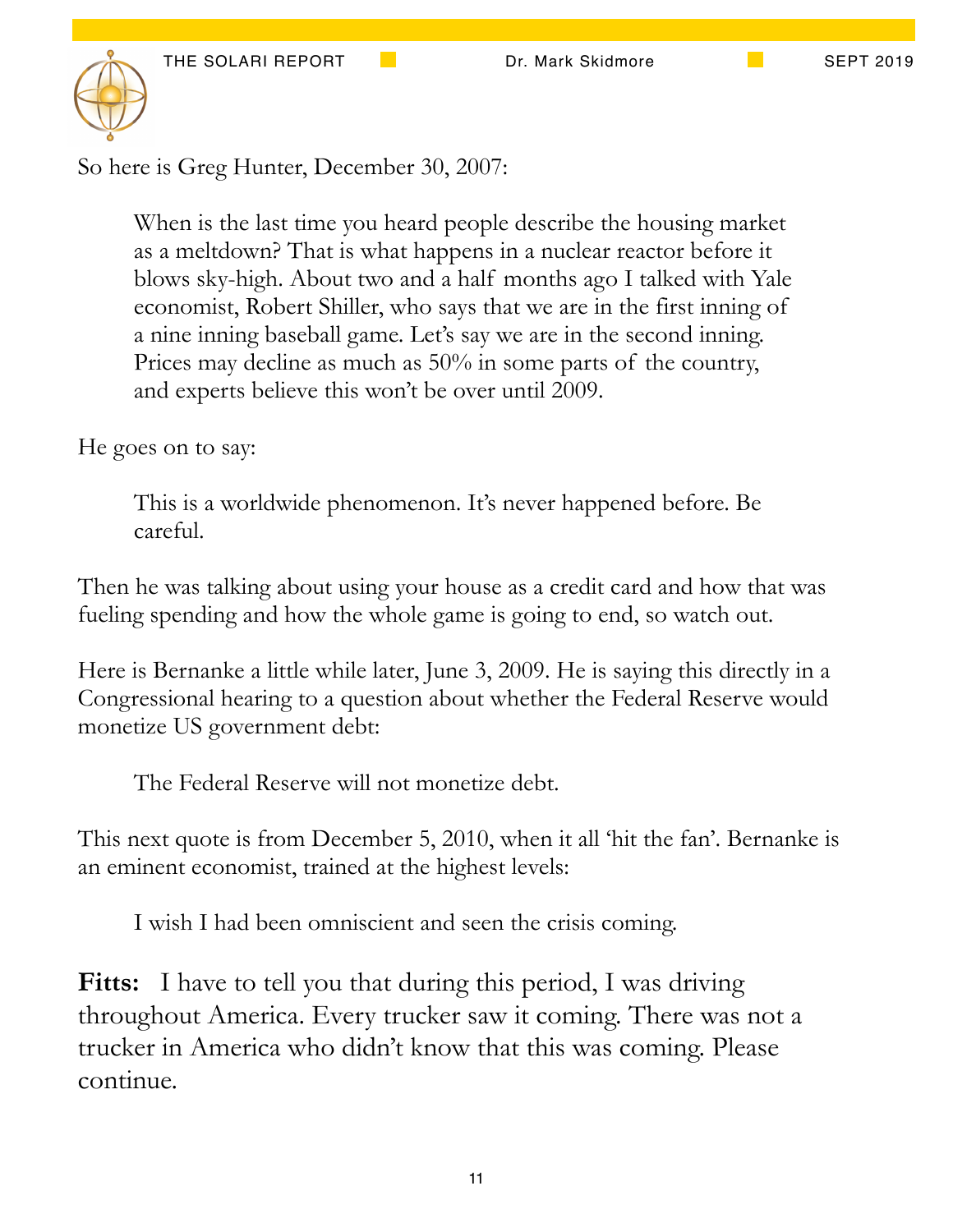So here is Greg Hunter, December 30, 2007:

> When is the last time you heard people describe the housing market as a meltdown? That is what happens in a nuclear reactor before it blows sky-high. About two and a half months ago I talked with Yale economist, Robert Shiller, who says that we are in the first inning of a nine inning baseball game. Let's say we are in the second inning. Prices may decline as much as 50% in some parts of the country, and experts believe this won't be over until 2009.

He goes on to say:

> This is a worldwide phenomenon. It's never happened before. Be careful.

Then he was talking about using your house as a credit card and how that was fueling spending and how the whole game is going to end, so watch out.

Here is Bernanke a little while later, June 3, 2009. He is saying this directly in a Congressional hearing to a question about whether the Federal Reserve would monetize US government debt:

> The Federal Reserve will not monetize debt.

This next quote is from December 5, 2010, when it all 'hit the fan'. Bernanke is an eminent economist, trained at the highest levels:

> I wish I had been omniscient and seen the crisis coming.

**Fitts:** I have to tell you that during this period, I was driving throughout America. Every trucker saw it coming. There was not a trucker in America who didn't know that this was coming. Please continue.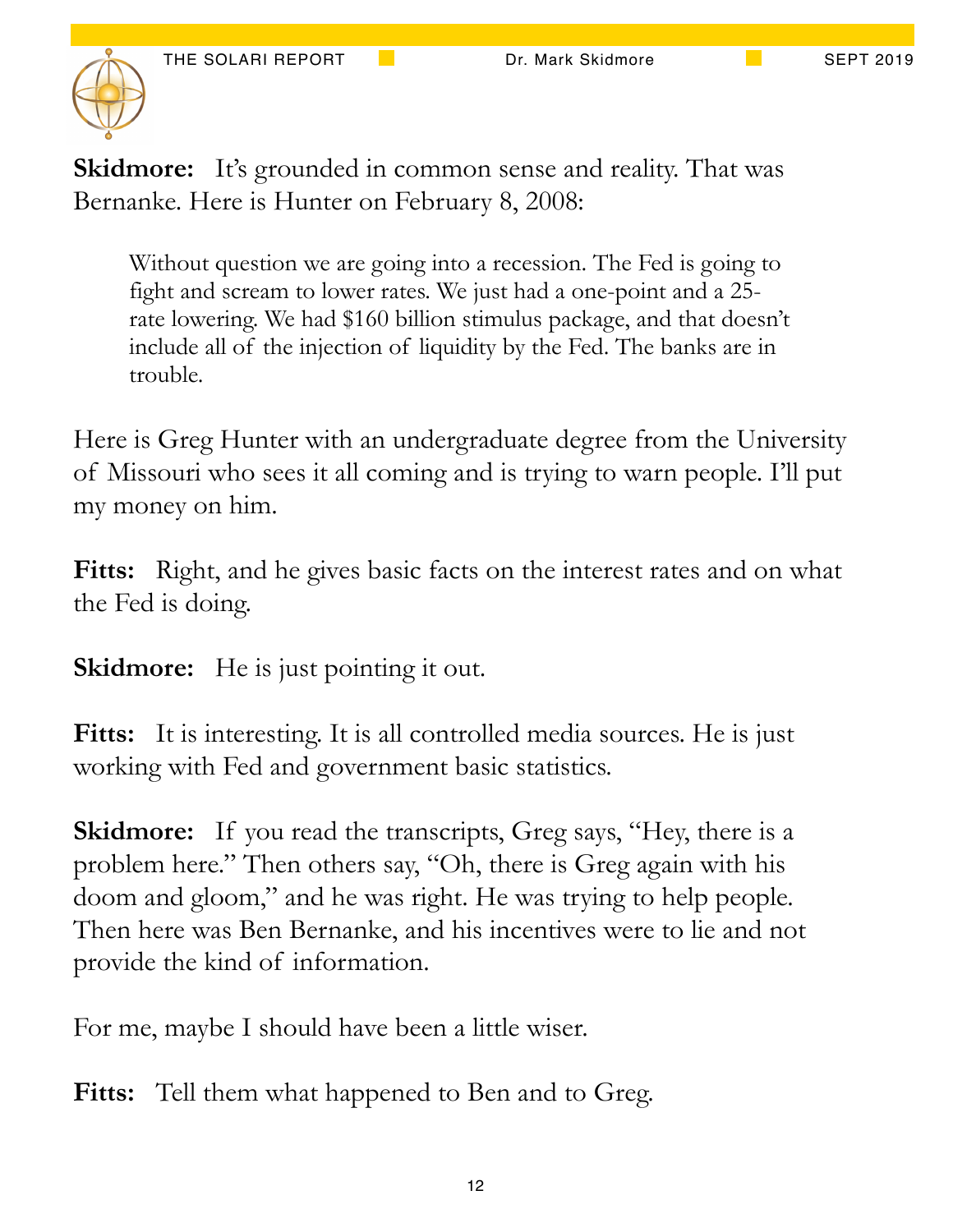**Skidmore:** It's grounded in common sense and reality. That was Bernanke. Here is Hunter on February 8, 2008:

> Without question we are going into a recession. The Fed is going to fight and scream to lower rates. We just had a one-point and a 25-rate lowering. We had $160 billion stimulus package, and that doesn't include all of the injection of liquidity by the Fed. The banks are in trouble.

Here is Greg Hunter with an undergraduate degree from the University of Missouri who sees it all coming and is trying to warn people. I'll put my money on him.

**Fitts:** Right, and he gives basic facts on the interest rates and on what the Fed is doing.

**Skidmore:** He is just pointing it out.

**Fitts:** It is interesting. It is all controlled media sources. He is just working with Fed and government basic statistics.

**Skidmore:** If you read the transcripts, Greg says, "Hey, there is a problem here." Then others say, "Oh, there is Greg again with his doom and gloom," and he was right. He was trying to help people. Then here was Ben Bernanke, and his incentives were to lie and not provide the kind of information.

For me, maybe I should have been a little wiser.

**Fitts:** Tell them what happened to Ben and to Greg.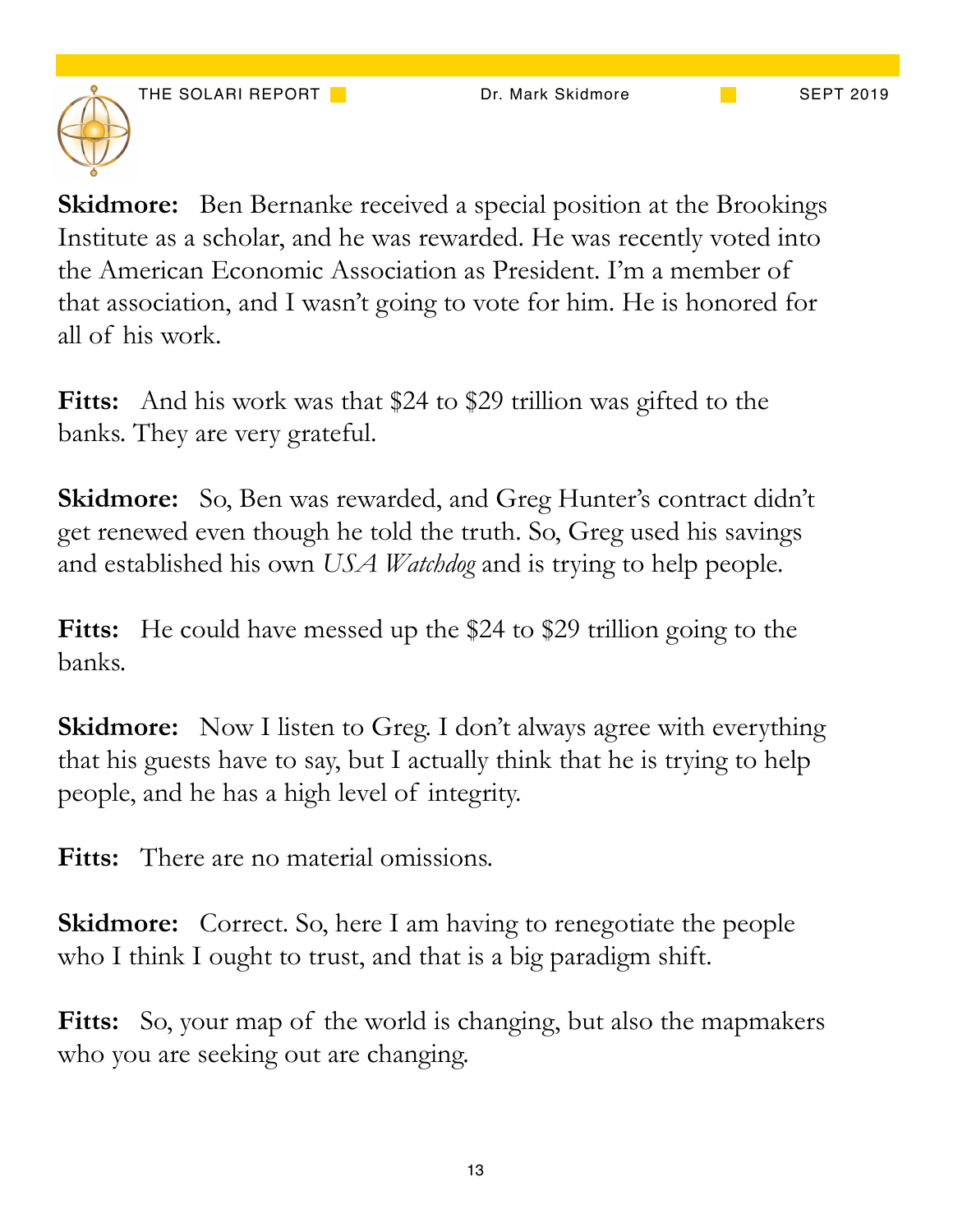**Skidmore:** Ben Bernanke received a special position at the Brookings Institute as a scholar, and he was rewarded. He was recently voted into the American Economic Association as President. I'm a member of that association, and I wasn't going to vote for him. He is honored for all of his work.

**Fitts:** And his work was that $24 to $29 trillion was gifted to the banks. They are very grateful.

**Skidmore:** So, Ben was rewarded, and Greg Hunter's contract didn't get renewed even though he told the truth. So, Greg used his savings and established his own *USA Watchdog* and is trying to help people.

**Fitts:** He could have messed up the $24 to $29 trillion going to the banks.

**Skidmore:** Now I listen to Greg. I don't always agree with everything that his guests have to say, but I actually think that he is trying to help people, and he has a high level of integrity.

**Fitts:** There are no material omissions.

**Skidmore:** Correct. So, here I am having to renegotiate the people who I think I ought to trust, and that is a big paradigm shift.

**Fitts:** So, your map of the world is changing, but also the mapmakers who you are seeking out are changing.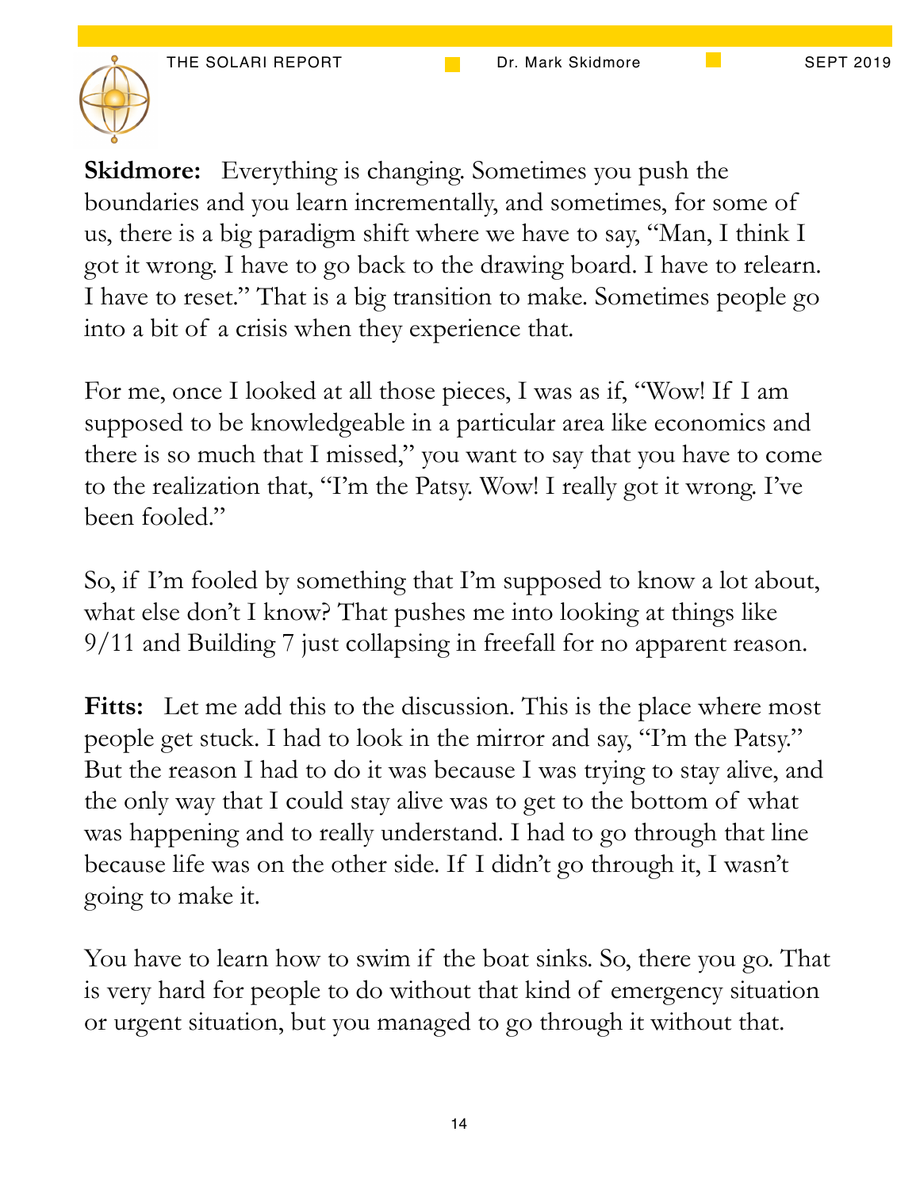**Skidmore:** Everything is changing. Sometimes you push the boundaries and you learn incrementally, and sometimes, for some of us, there is a big paradigm shift where we have to say, "Man, I think I got it wrong. I have to go back to the drawing board. I have to relearn. I have to reset." That is a big transition to make. Sometimes people go into a bit of a crisis when they experience that.

For me, once I looked at all those pieces, I was as if, "Wow! If I am supposed to be knowledgeable in a particular area like economics and there is so much that I missed," you want to say that you have to come to the realization that, "I'm the Patsy. Wow! I really got it wrong. I've been fooled."

So, if I'm fooled by something that I'm supposed to know a lot about, what else don't I know? That pushes me into looking at things like 9/11 and Building 7 just collapsing in freefall for no apparent reason.

**Fitts:** Let me add this to the discussion. This is the place where most people get stuck. I had to look in the mirror and say, "I'm the Patsy." But the reason I had to do it was because I was trying to stay alive, and the only way that I could stay alive was to get to the bottom of what was happening and to really understand. I had to go through that line because life was on the other side. If I didn't go through it, I wasn't going to make it.

You have to learn how to swim if the boat sinks. So, there you go. That is very hard for people to do without that kind of emergency situation or urgent situation, but you managed to go through it without that.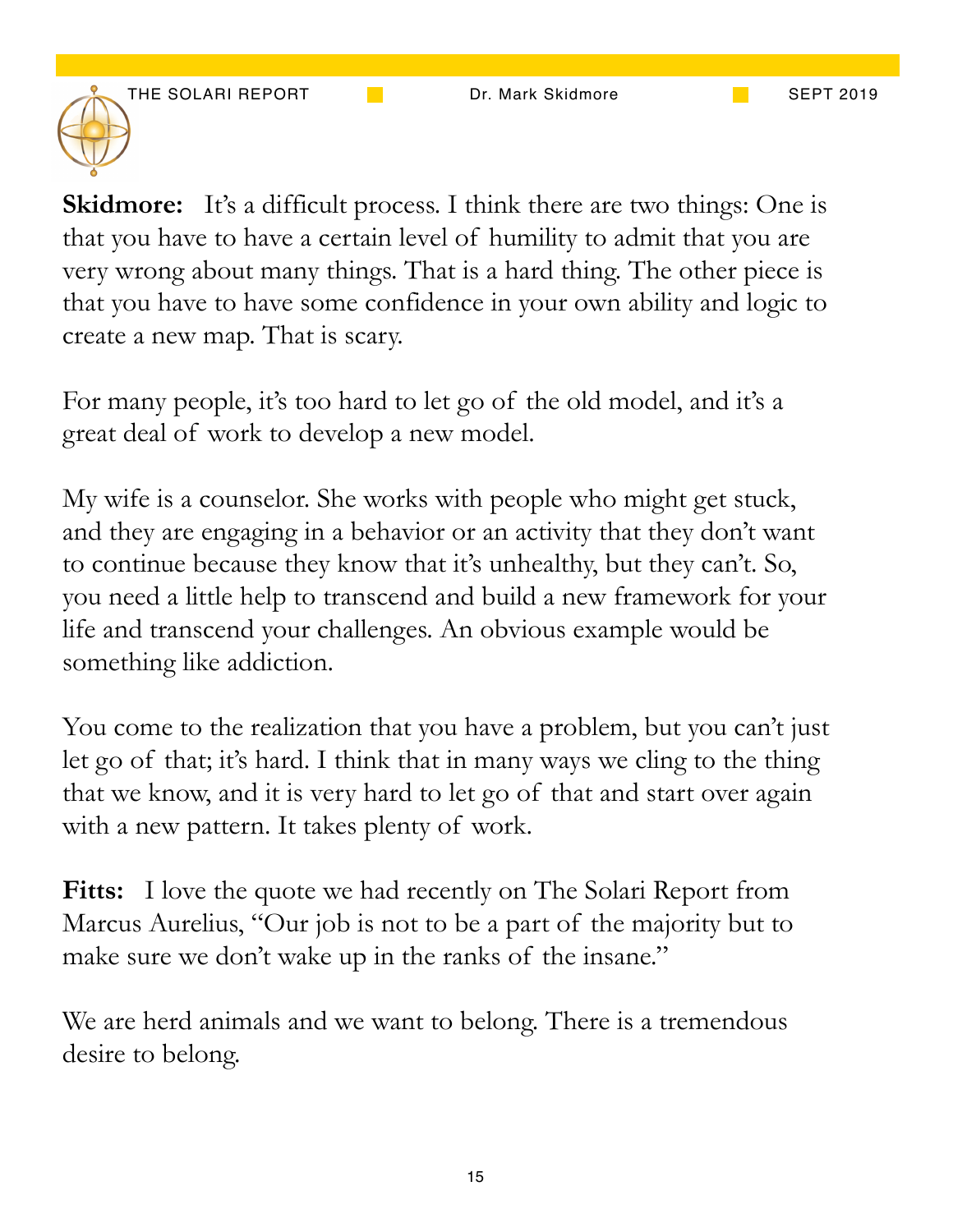**Skidmore:** It's a difficult process. I think there are two things: One is that you have to have a certain level of humility to admit that you are very wrong about many things. That is a hard thing. The other piece is that you have to have some confidence in your own ability and logic to create a new map. That is scary.

For many people, it's too hard to let go of the old model, and it's a great deal of work to develop a new model.

My wife is a counselor. She works with people who might get stuck, and they are engaging in a behavior or an activity that they don't want to continue because they know that it's unhealthy, but they can't. So, you need a little help to transcend and build a new framework for your life and transcend your challenges. An obvious example would be something like addiction.

You come to the realization that you have a problem, but you can't just let go of that; it's hard. I think that in many ways we cling to the thing that we know, and it is very hard to let go of that and start over again with a new pattern. It takes plenty of work.

**Fitts:** I love the quote we had recently on The Solari Report from Marcus Aurelius, "Our job is not to be a part of the majority but to make sure we don't wake up in the ranks of the insane."

We are herd animals and we want to belong. There is a tremendous desire to belong.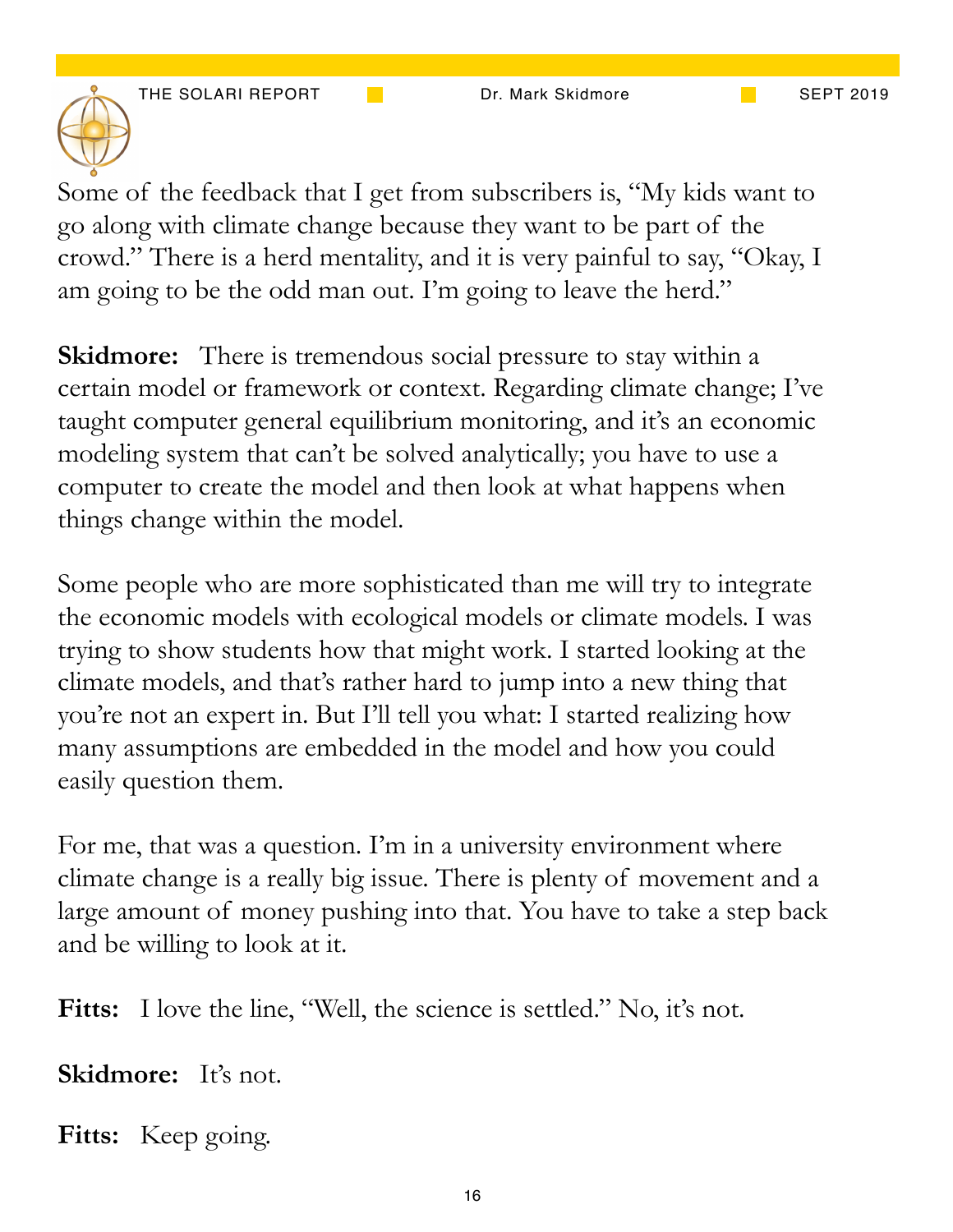Some of the feedback that I get from subscribers is, “My kids want to go along with climate change because they want to be part of the crowd.” There is a herd mentality, and it is very painful to say, “Okay, I am going to be the odd man out. I’m going to leave the herd.”

**Skidmore:** There is tremendous social pressure to stay within a certain model or framework or context. Regarding climate change; I’ve taught computer general equilibrium monitoring, and it’s an economic modeling system that can’t be solved analytically; you have to use a computer to create the model and then look at what happens when things change within the model.

Some people who are more sophisticated than me will try to integrate the economic models with ecological models or climate models. I was trying to show students how that might work. I started looking at the climate models, and that’s rather hard to jump into a new thing that you’re not an expert in. But I’ll tell you what: I started realizing how many assumptions are embedded in the model and how you could easily question them.

For me, that was a question. I’m in a university environment where climate change is a really big issue. There is plenty of movement and a large amount of money pushing into that. You have to take a step back and be willing to look at it.

**Fitts:** I love the line, “Well, the science is settled.” No, it’s not.

**Skidmore:** It’s not.

**Fitts:** Keep going.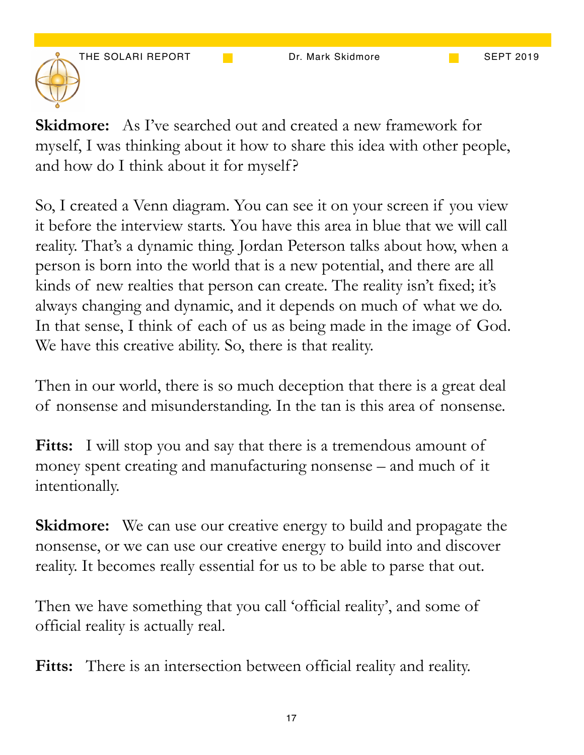**Skidmore:** As I've searched out and created a new framework for myself, I was thinking about it how to share this idea with other people, and how do I think about it for myself?

So, I created a Venn diagram. You can see it on your screen if you view it before the interview starts. You have this area in blue that we will call reality. That's a dynamic thing. Jordan Peterson talks about how, when a person is born into the world that is a new potential, and there are all kinds of new realties that person can create. The reality isn't fixed; it's always changing and dynamic, and it depends on much of what we do. In that sense, I think of each of us as being made in the image of God. We have this creative ability. So, there is that reality.

Then in our world, there is so much deception that there is a great deal of nonsense and misunderstanding. In the tan is this area of nonsense.

**Fitts:** I will stop you and say that there is a tremendous amount of money spent creating and manufacturing nonsense – and much of it intentionally.

**Skidmore:** We can use our creative energy to build and propagate the nonsense, or we can use our creative energy to build into and discover reality. It becomes really essential for us to be able to parse that out.

Then we have something that you call 'official reality', and some of official reality is actually real.

**Fitts:** There is an intersection between official reality and reality.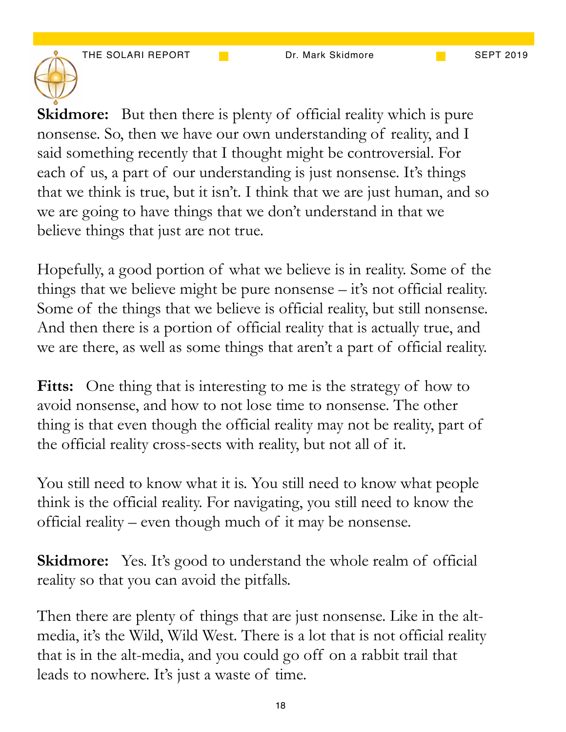**Skidmore:** But then there is plenty of official reality which is pure nonsense. So, then we have our own understanding of reality, and I said something recently that I thought might be controversial. For each of us, a part of our understanding is just nonsense. It's things that we think is true, but it isn't. I think that we are just human, and so we are going to have things that we don't understand in that we believe things that just are not true.

Hopefully, a good portion of what we believe is in reality. Some of the things that we believe might be pure nonsense – it's not official reality. Some of the things that we believe is official reality, but still nonsense. And then there is a portion of official reality that is actually true, and we are there, as well as some things that aren't a part of official reality.

**Fitts:** One thing that is interesting to me is the strategy of how to avoid nonsense, and how to not lose time to nonsense. The other thing is that even though the official reality may not be reality, part of the official reality cross-sects with reality, but not all of it.

You still need to know what it is. You still need to know what people think is the official reality. For navigating, you still need to know the official reality – even though much of it may be nonsense.

**Skidmore:** Yes. It's good to understand the whole realm of official reality so that you can avoid the pitfalls.

Then there are plenty of things that are just nonsense. Like in the alt-media, it's the Wild, Wild West. There is a lot that is not official reality that is in the alt-media, and you could go off on a rabbit trail that leads to nowhere. It's just a waste of time.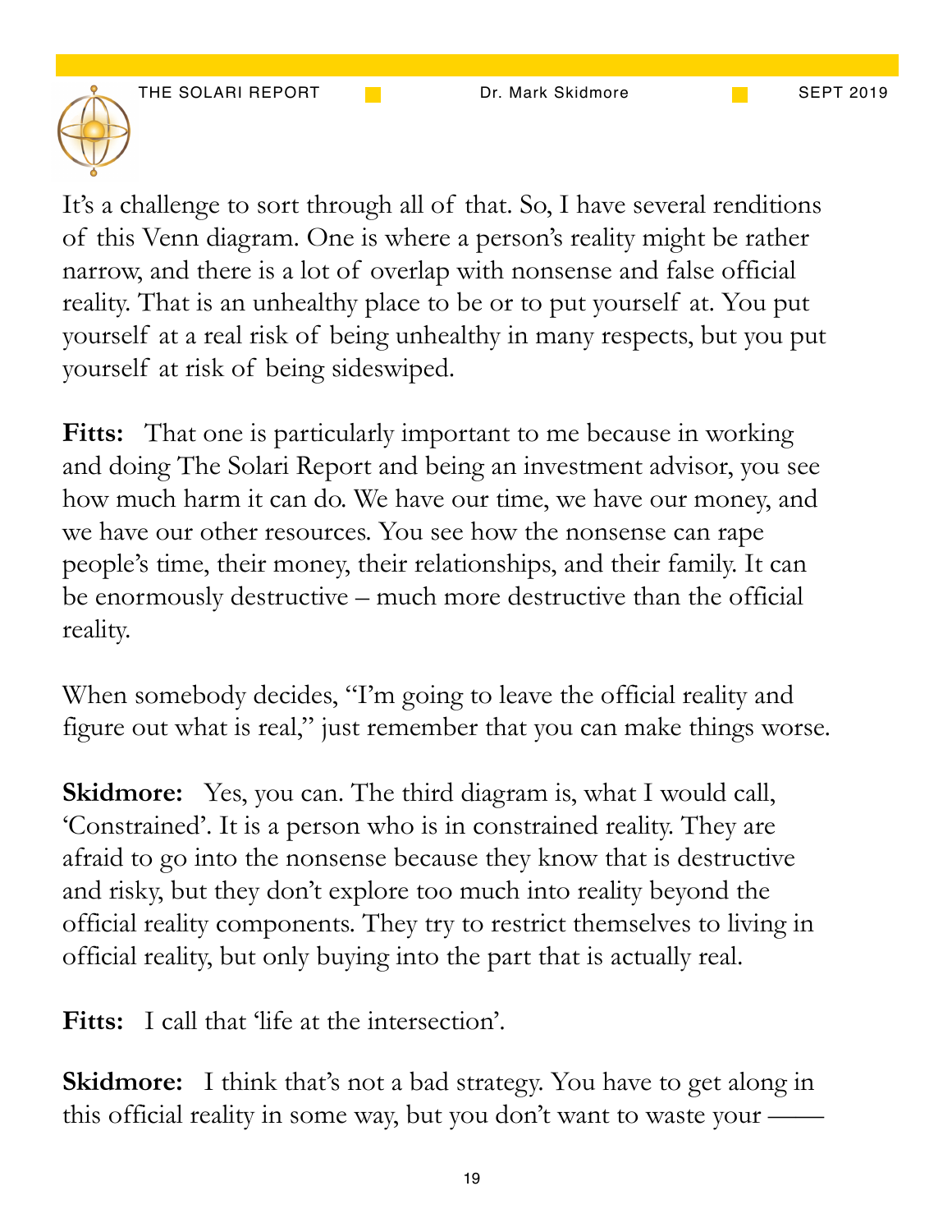It's a challenge to sort through all of that. So, I have several renditions of this Venn diagram. One is where a person's reality might be rather narrow, and there is a lot of overlap with nonsense and false official reality. That is an unhealthy place to be or to put yourself at. You put yourself at a real risk of being unhealthy in many respects, but you put yourself at risk of being sideswiped.

**Fitts:** That one is particularly important to me because in working and doing The Solari Report and being an investment advisor, you see how much harm it can do. We have our time, we have our money, and we have our other resources. You see how the nonsense can rape people's time, their money, their relationships, and their family. It can be enormously destructive – much more destructive than the official reality.

When somebody decides, "I'm going to leave the official reality and figure out what is real," just remember that you can make things worse.

**Skidmore:** Yes, you can. The third diagram is, what I would call, 'Constrained'. It is a person who is in constrained reality. They are afraid to go into the nonsense because they know that is destructive and risky, but they don't explore too much into reality beyond the official reality components. They try to restrict themselves to living in official reality, but only buying into the part that is actually real.

**Fitts:** I call that 'life at the intersection'.

**Skidmore:** I think that's not a bad strategy. You have to get along in this official reality in some way, but you don't want to waste your ——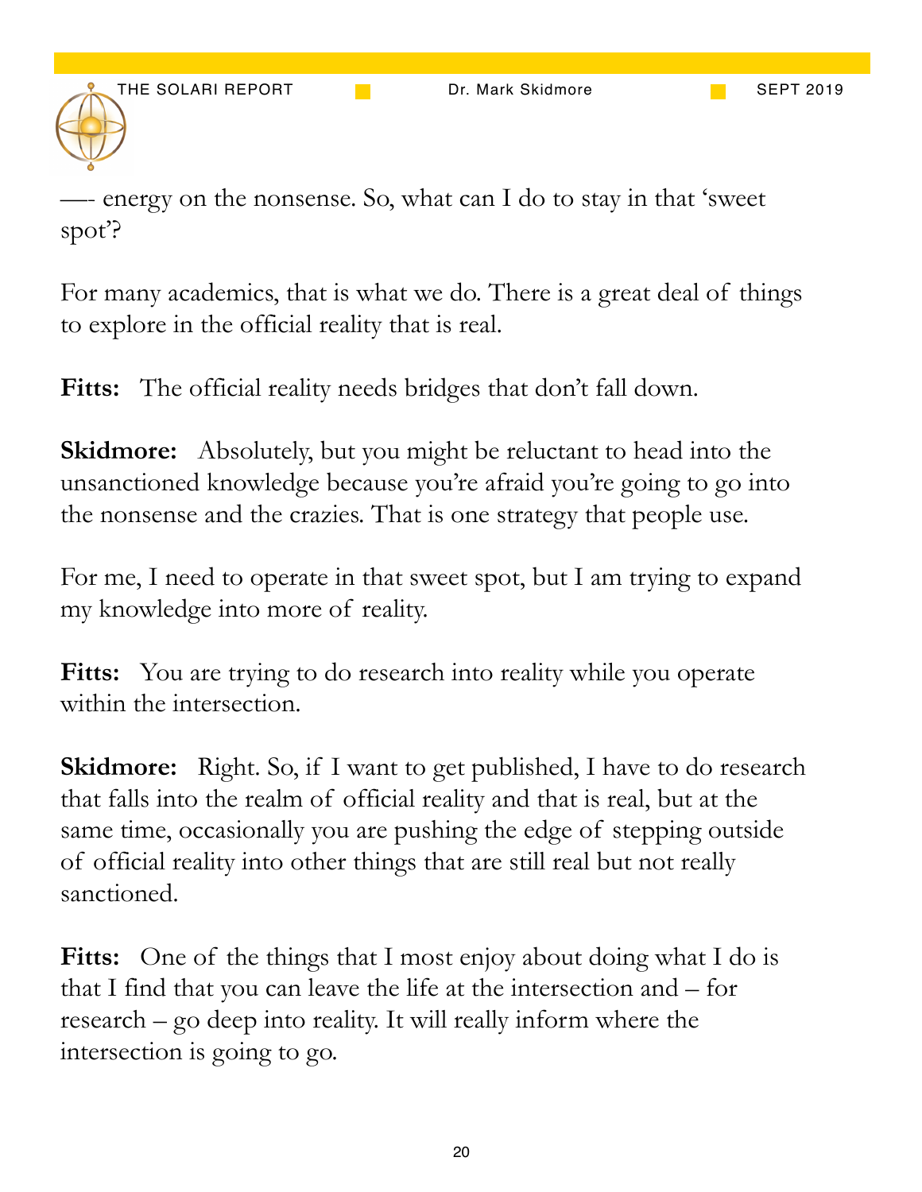—- energy on the nonsense. So, what can I do to stay in that 'sweet spot'?

For many academics, that is what we do. There is a great deal of things to explore in the official reality that is real.

**Fitts:** The official reality needs bridges that don't fall down.

**Skidmore:** Absolutely, but you might be reluctant to head into the unsanctioned knowledge because you're afraid you're going to go into the nonsense and the crazies. That is one strategy that people use.

For me, I need to operate in that sweet spot, but I am trying to expand my knowledge into more of reality.

**Fitts:** You are trying to do research into reality while you operate within the intersection.

**Skidmore:** Right. So, if I want to get published, I have to do research that falls into the realm of official reality and that is real, but at the same time, occasionally you are pushing the edge of stepping outside of official reality into other things that are still real but not really sanctioned.

**Fitts:** One of the things that I most enjoy about doing what I do is that I find that you can leave the life at the intersection and – for research – go deep into reality. It will really inform where the intersection is going to go.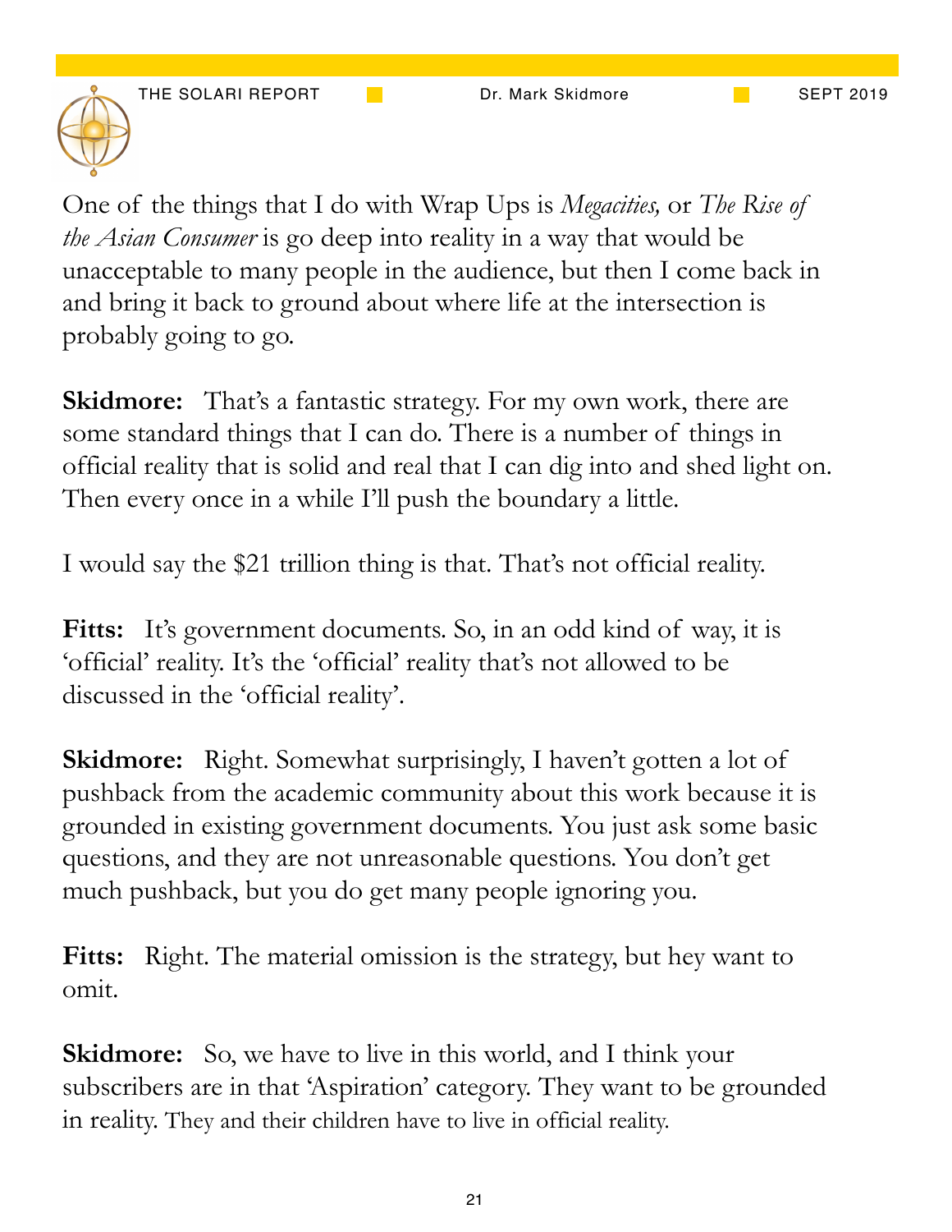One of the things that I do with Wrap Ups is *Megacities,* or *The Rise of the Asian Consumer* is go deep into reality in a way that would be unacceptable to many people in the audience, but then I come back in and bring it back to ground about where life at the intersection is probably going to go.

**Skidmore:** That's a fantastic strategy. For my own work, there are some standard things that I can do. There is a number of things in official reality that is solid and real that I can dig into and shed light on. Then every once in a while I'll push the boundary a little.

I would say the $21 trillion thing is that. That's not official reality.

**Fitts:** It's government documents. So, in an odd kind of way, it is 'official' reality. It's the 'official' reality that's not allowed to be discussed in the 'official reality'.

**Skidmore:** Right. Somewhat surprisingly, I haven't gotten a lot of pushback from the academic community about this work because it is grounded in existing government documents. You just ask some basic questions, and they are not unreasonable questions. You don't get much pushback, but you do get many people ignoring you.

**Fitts:** Right. The material omission is the strategy, but hey want to omit.

**Skidmore:** So, we have to live in this world, and I think your subscribers are in that 'Aspiration' category. They want to be grounded in reality. They and their children have to live in official reality.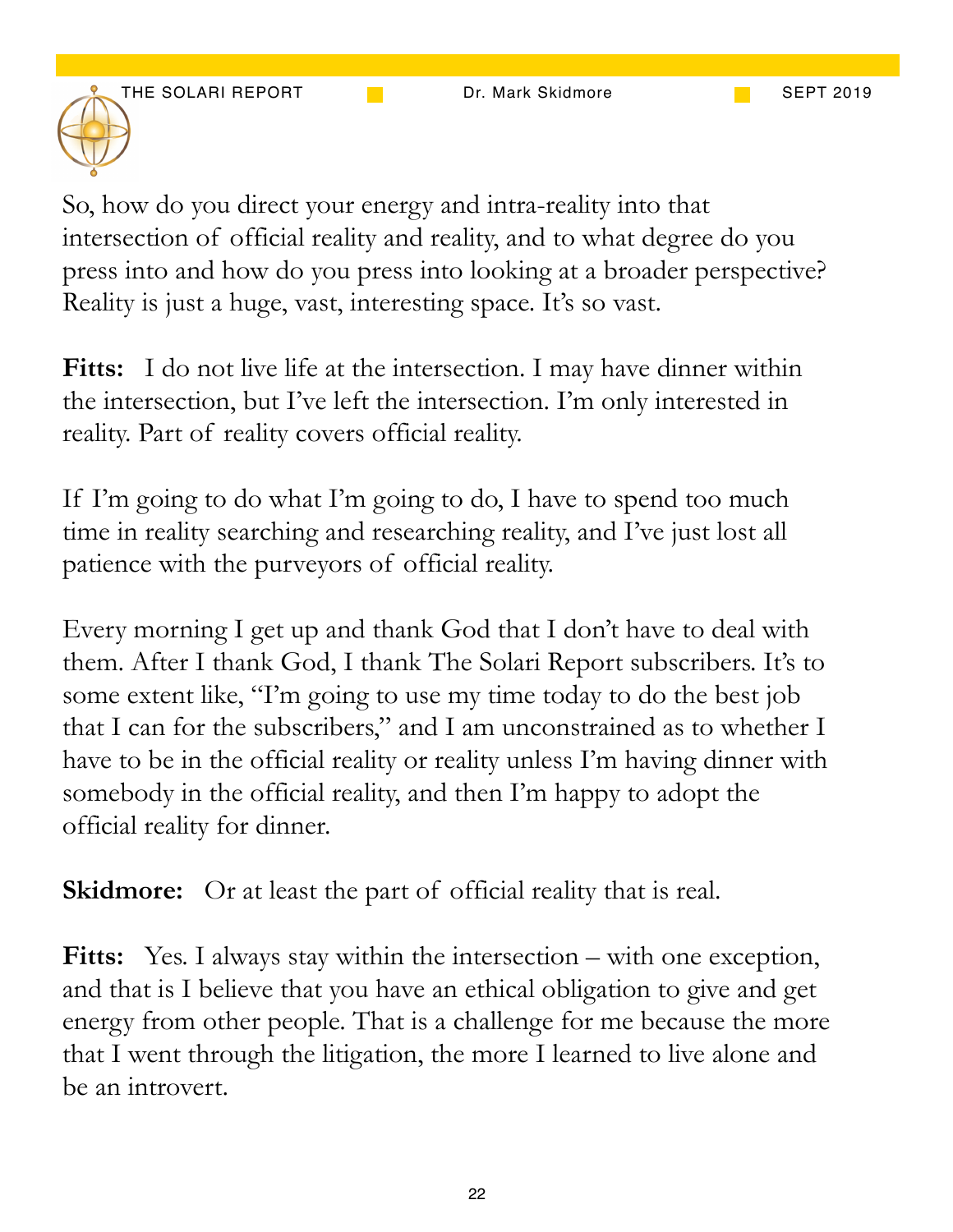So, how do you direct your energy and intra-reality into that intersection of official reality and reality, and to what degree do you press into and how do you press into looking at a broader perspective? Reality is just a huge, vast, interesting space. It's so vast.

**Fitts:** I do not live life at the intersection. I may have dinner within the intersection, but I've left the intersection. I'm only interested in reality. Part of reality covers official reality.

If I'm going to do what I'm going to do, I have to spend too much time in reality searching and researching reality, and I've just lost all patience with the purveyors of official reality.

Every morning I get up and thank God that I don't have to deal with them. After I thank God, I thank The Solari Report subscribers. It's to some extent like, "I'm going to use my time today to do the best job that I can for the subscribers," and I am unconstrained as to whether I have to be in the official reality or reality unless I'm having dinner with somebody in the official reality, and then I'm happy to adopt the official reality for dinner.

**Skidmore:** Or at least the part of official reality that is real.

**Fitts:** Yes. I always stay within the intersection – with one exception, and that is I believe that you have an ethical obligation to give and get energy from other people. That is a challenge for me because the more that I went through the litigation, the more I learned to live alone and be an introvert.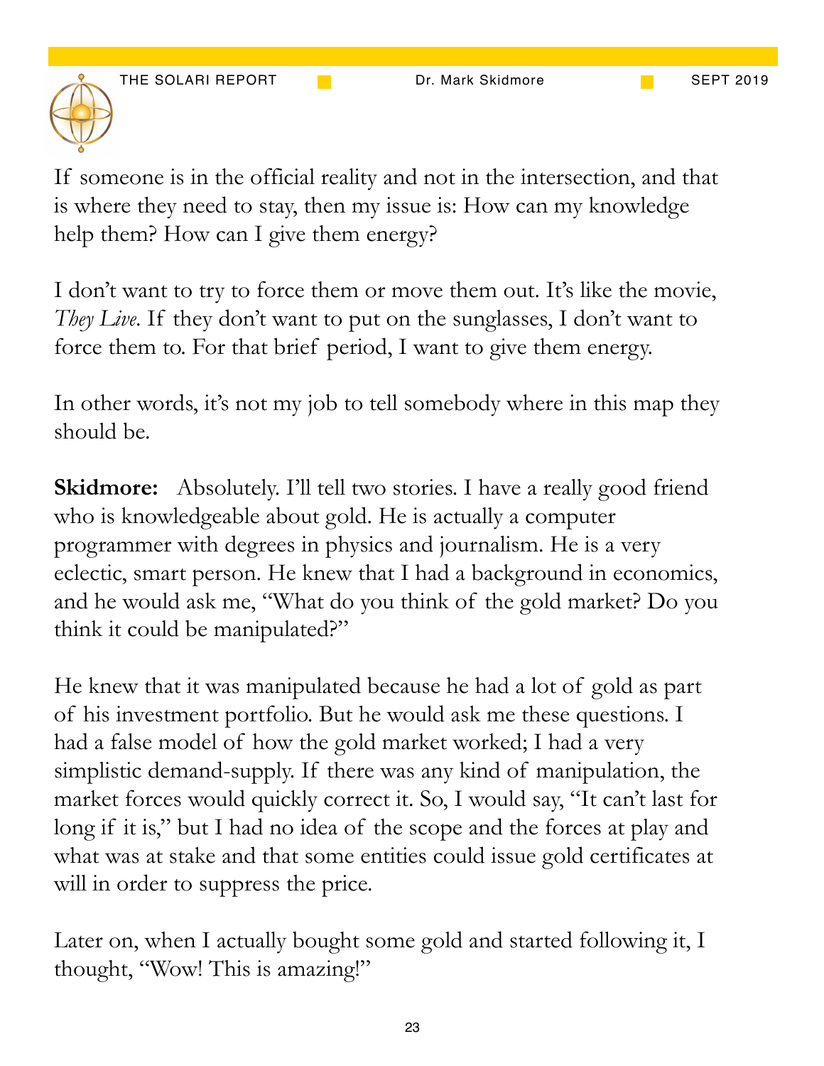If someone is in the official reality and not in the intersection, and that is where they need to stay, then my issue is: How can my knowledge help them? How can I give them energy?

I don't want to try to force them or move them out. It's like the movie, *They Live*. If they don't want to put on the sunglasses, I don't want to force them to. For that brief period, I want to give them energy.

In other words, it's not my job to tell somebody where in this map they should be.

**Skidmore:** Absolutely. I'll tell two stories. I have a really good friend who is knowledgeable about gold. He is actually a computer programmer with degrees in physics and journalism. He is a very eclectic, smart person. He knew that I had a background in economics, and he would ask me, "What do you think of the gold market? Do you think it could be manipulated?"

He knew that it was manipulated because he had a lot of gold as part of his investment portfolio. But he would ask me these questions. I had a false model of how the gold market worked; I had a very simplistic demand-supply. If there was any kind of manipulation, the market forces would quickly correct it. So, I would say, "It can't last for long if it is," but I had no idea of the scope and the forces at play and what was at stake and that some entities could issue gold certificates at will in order to suppress the price.

Later on, when I actually bought some gold and started following it, I thought, "Wow! This is amazing!"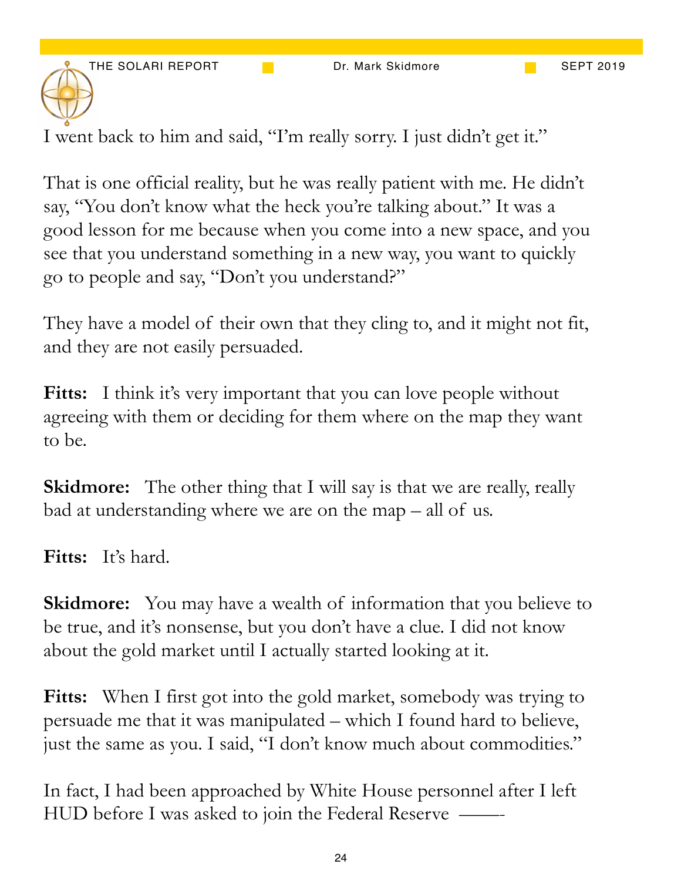I went back to him and said, "I'm really sorry. I just didn't get it."

That is one official reality, but he was really patient with me. He didn't say, "You don't know what the heck you're talking about." It was a good lesson for me because when you come into a new space, and you see that you understand something in a new way, you want to quickly go to people and say, "Don't you understand?"

They have a model of their own that they cling to, and it might not fit, and they are not easily persuaded.

**Fitts:** I think it's very important that you can love people without agreeing with them or deciding for them where on the map they want to be.

**Skidmore:** The other thing that I will say is that we are really, really bad at understanding where we are on the map – all of us.

**Fitts:** It's hard.

**Skidmore:** You may have a wealth of information that you believe to be true, and it's nonsense, but you don't have a clue. I did not know about the gold market until I actually started looking at it.

**Fitts:** When I first got into the gold market, somebody was trying to persuade me that it was manipulated – which I found hard to believe, just the same as you. I said, "I don't know much about commodities."

In fact, I had been approached by White House personnel after I left HUD before I was asked to join the Federal Reserve ——-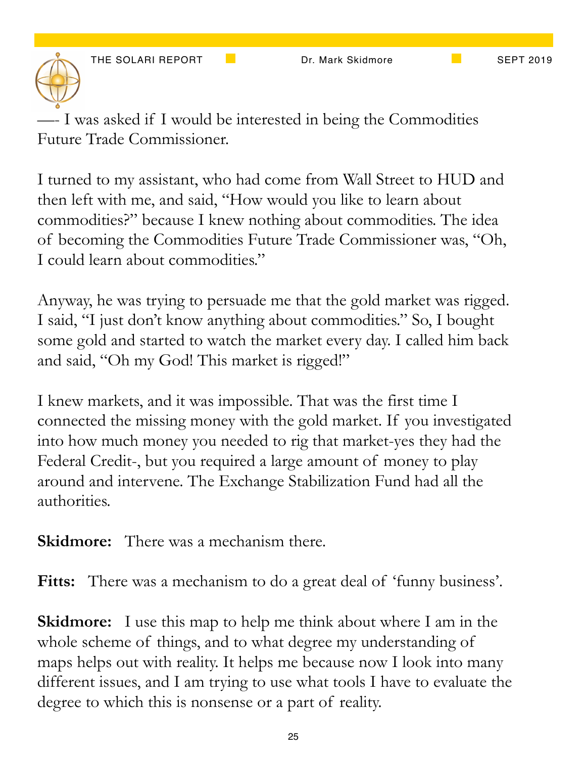—- I was asked if I would be interested in being the Commodities Future Trade Commissioner.

I turned to my assistant, who had come from Wall Street to HUD and then left with me, and said, "How would you like to learn about commodities?" because I knew nothing about commodities. The idea of becoming the Commodities Future Trade Commissioner was, "Oh, I could learn about commodities."

Anyway, he was trying to persuade me that the gold market was rigged. I said, "I just don't know anything about commodities." So, I bought some gold and started to watch the market every day. I called him back and said, "Oh my God! This market is rigged!"

I knew markets, and it was impossible. That was the first time I connected the missing money with the gold market. If you investigated into how much money you needed to rig that market-yes they had the Federal Credit-, but you required a large amount of money to play around and intervene. The Exchange Stabilization Fund had all the authorities.

**Skidmore:** There was a mechanism there.

**Fitts:** There was a mechanism to do a great deal of 'funny business'.

**Skidmore:** I use this map to help me think about where I am in the whole scheme of things, and to what degree my understanding of maps helps out with reality. It helps me because now I look into many different issues, and I am trying to use what tools I have to evaluate the degree to which this is nonsense or a part of reality.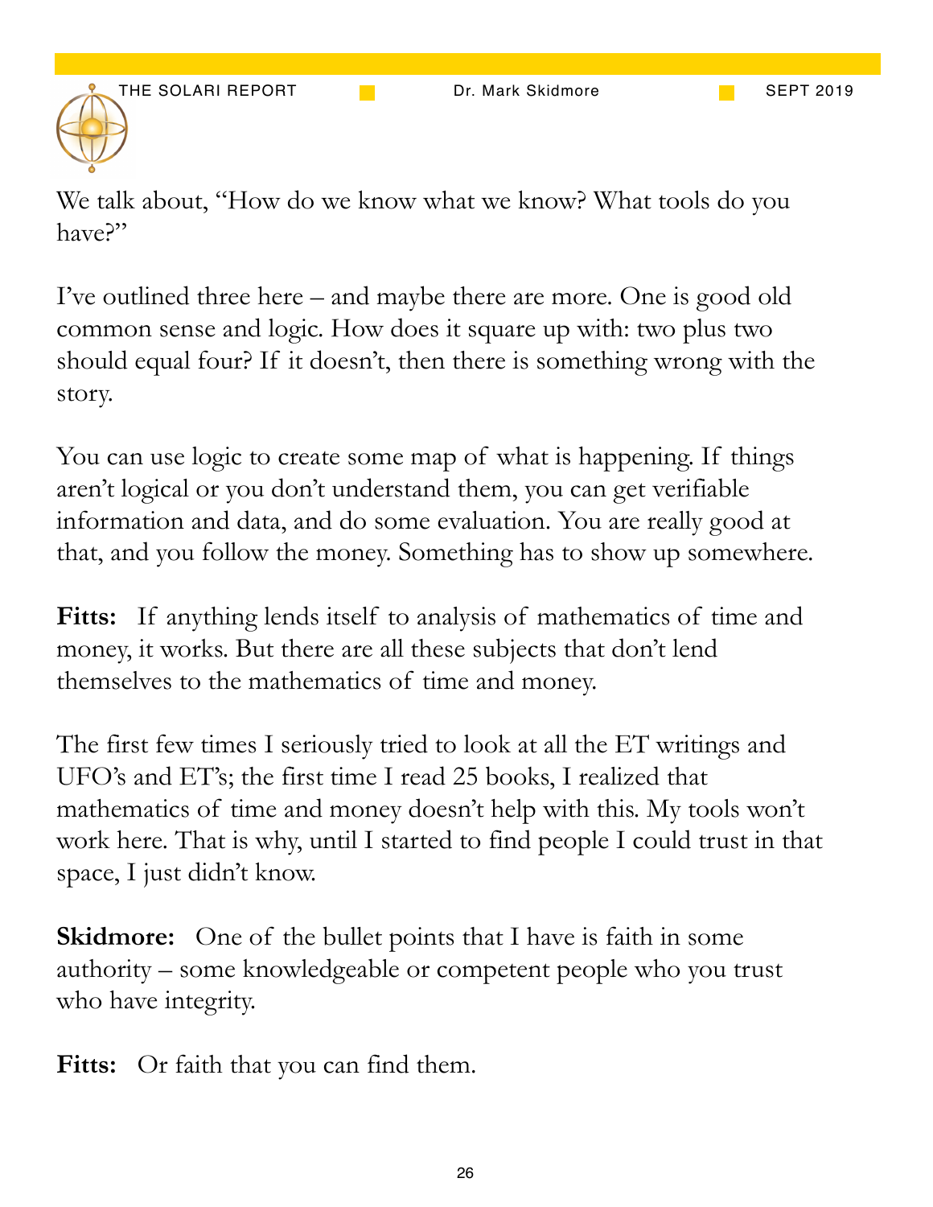We talk about, "How do we know what we know? What tools do you have?"

I've outlined three here – and maybe there are more. One is good old common sense and logic. How does it square up with: two plus two should equal four? If it doesn't, then there is something wrong with the story.

You can use logic to create some map of what is happening. If things aren't logical or you don't understand them, you can get verifiable information and data, and do some evaluation. You are really good at that, and you follow the money. Something has to show up somewhere.

**Fitts:** If anything lends itself to analysis of mathematics of time and money, it works. But there are all these subjects that don't lend themselves to the mathematics of time and money.

The first few times I seriously tried to look at all the ET writings and UFO's and ET's; the first time I read 25 books, I realized that mathematics of time and money doesn't help with this. My tools won't work here. That is why, until I started to find people I could trust in that space, I just didn't know.

**Skidmore:** One of the bullet points that I have is faith in some authority – some knowledgeable or competent people who you trust who have integrity.

**Fitts:** Or faith that you can find them.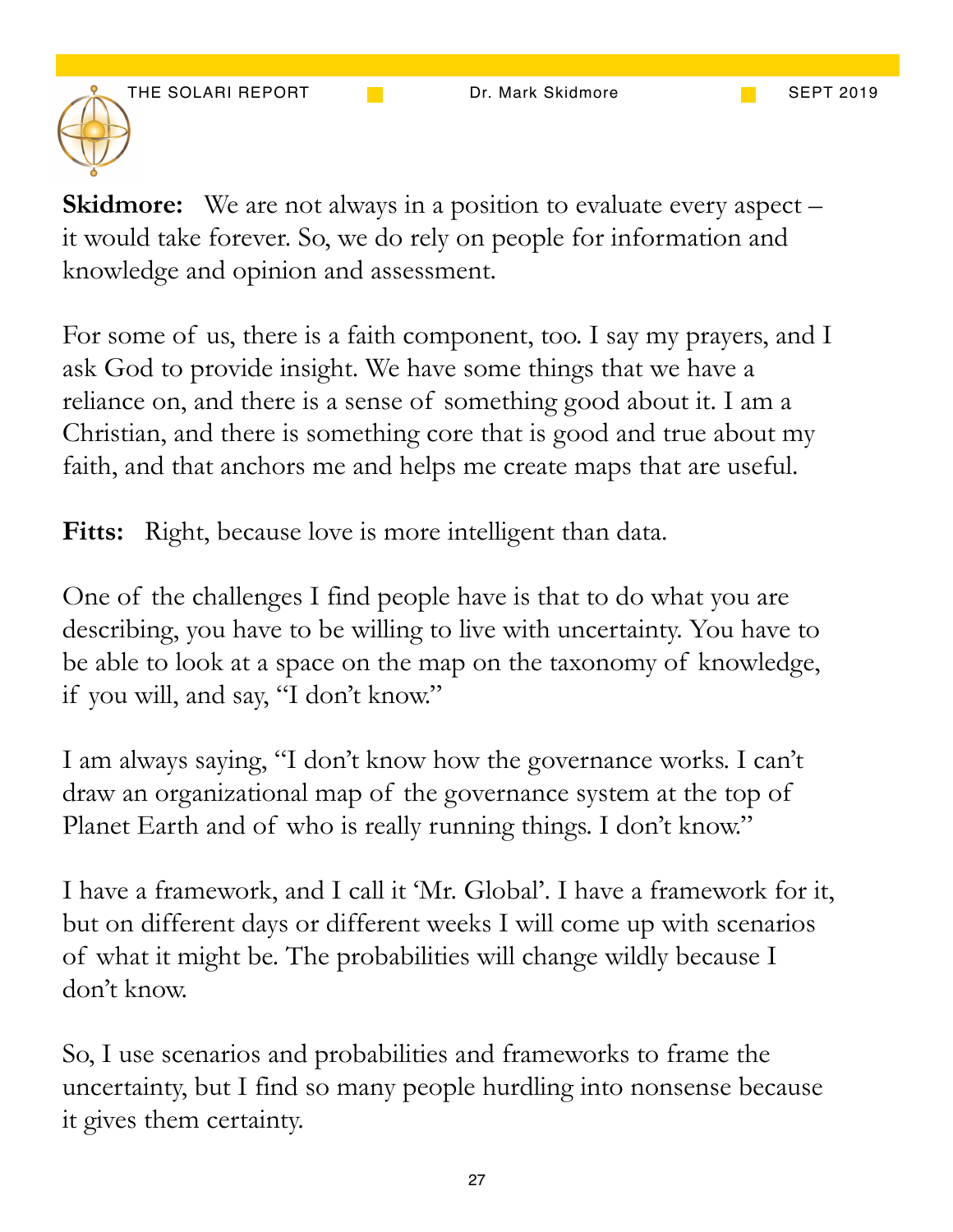**Skidmore:** We are not always in a position to evaluate every aspect – it would take forever. So, we do rely on people for information and knowledge and opinion and assessment.

For some of us, there is a faith component, too. I say my prayers, and I ask God to provide insight. We have some things that we have a reliance on, and there is a sense of something good about it. I am a Christian, and there is something core that is good and true about my faith, and that anchors me and helps me create maps that are useful.

**Fitts:** Right, because love is more intelligent than data.

One of the challenges I find people have is that to do what you are describing, you have to be willing to live with uncertainty. You have to be able to look at a space on the map on the taxonomy of knowledge, if you will, and say, "I don't know."

I am always saying, "I don't know how the governance works. I can't draw an organizational map of the governance system at the top of Planet Earth and of who is really running things. I don't know."

I have a framework, and I call it 'Mr. Global'. I have a framework for it, but on different days or different weeks I will come up with scenarios of what it might be. The probabilities will change wildly because I don't know.

So, I use scenarios and probabilities and frameworks to frame the uncertainty, but I find so many people hurdling into nonsense because it gives them certainty.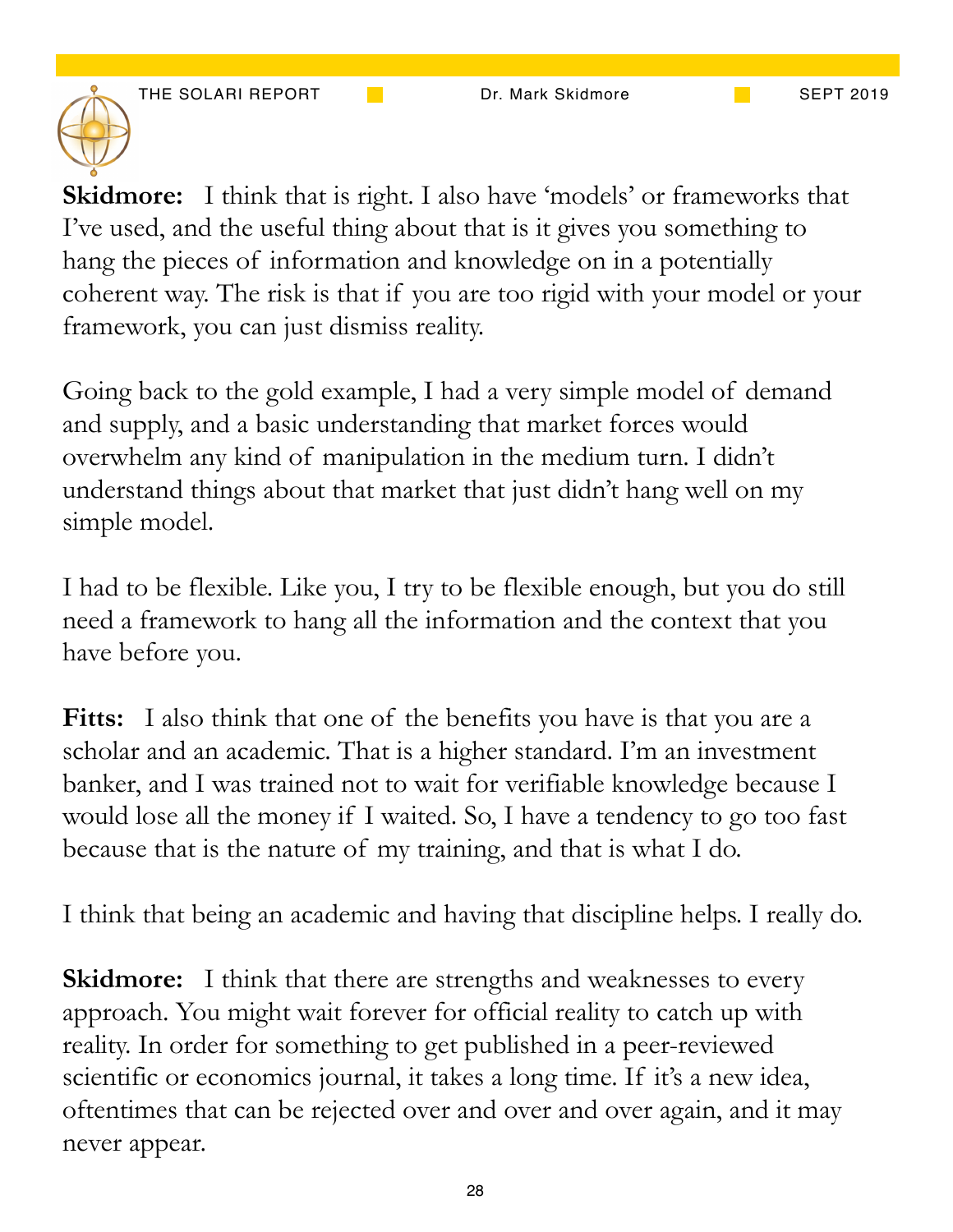**Skidmore:** I think that is right. I also have 'models' or frameworks that I've used, and the useful thing about that is it gives you something to hang the pieces of information and knowledge on in a potentially coherent way. The risk is that if you are too rigid with your model or your framework, you can just dismiss reality.

Going back to the gold example, I had a very simple model of demand and supply, and a basic understanding that market forces would overwhelm any kind of manipulation in the medium turn. I didn't understand things about that market that just didn't hang well on my simple model.

I had to be flexible. Like you, I try to be flexible enough, but you do still need a framework to hang all the information and the context that you have before you.

**Fitts:** I also think that one of the benefits you have is that you are a scholar and an academic. That is a higher standard. I'm an investment banker, and I was trained not to wait for verifiable knowledge because I would lose all the money if I waited. So, I have a tendency to go too fast because that is the nature of my training, and that is what I do.

I think that being an academic and having that discipline helps. I really do.

**Skidmore:** I think that there are strengths and weaknesses to every approach. You might wait forever for official reality to catch up with reality. In order for something to get published in a peer-reviewed scientific or economics journal, it takes a long time. If it's a new idea, oftentimes that can be rejected over and over and over again, and it may never appear.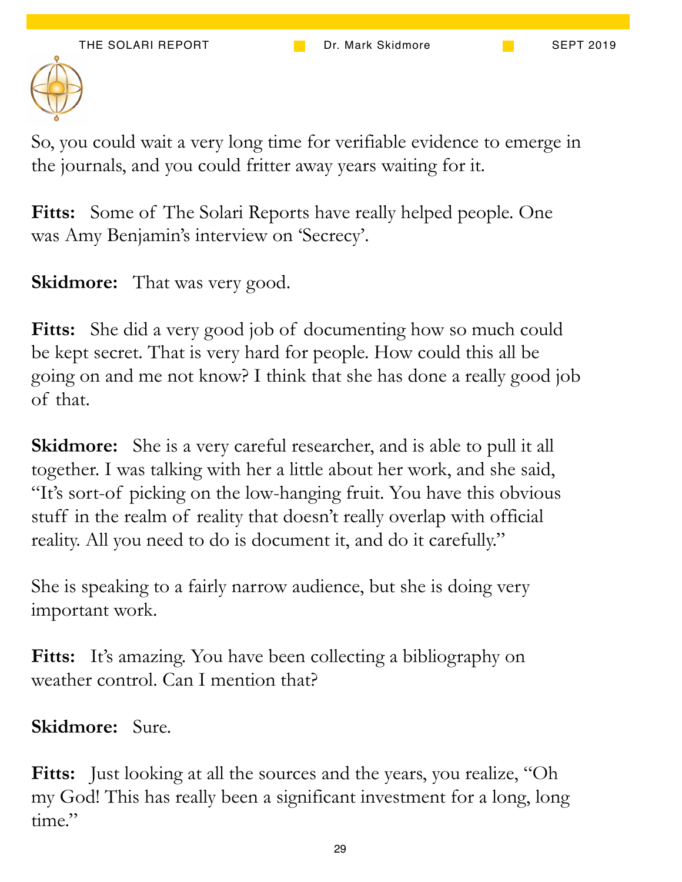So, you could wait a very long time for verifiable evidence to emerge in the journals, and you could fritter away years waiting for it.

**Fitts:** Some of The Solari Reports have really helped people. One was Amy Benjamin's interview on 'Secrecy'.

**Skidmore:** That was very good.

**Fitts:** She did a very good job of documenting how so much could be kept secret. That is very hard for people. How could this all be going on and me not know? I think that she has done a really good job of that.

**Skidmore:** She is a very careful researcher, and is able to pull it all together. I was talking with her a little about her work, and she said, "It's sort-of picking on the low-hanging fruit. You have this obvious stuff in the realm of reality that doesn't really overlap with official reality. All you need to do is document it, and do it carefully."

She is speaking to a fairly narrow audience, but she is doing very important work.

**Fitts:** It's amazing. You have been collecting a bibliography on weather control. Can I mention that?

**Skidmore:** Sure.

**Fitts:** Just looking at all the sources and the years, you realize, "Oh my God! This has really been a significant investment for a long, long time."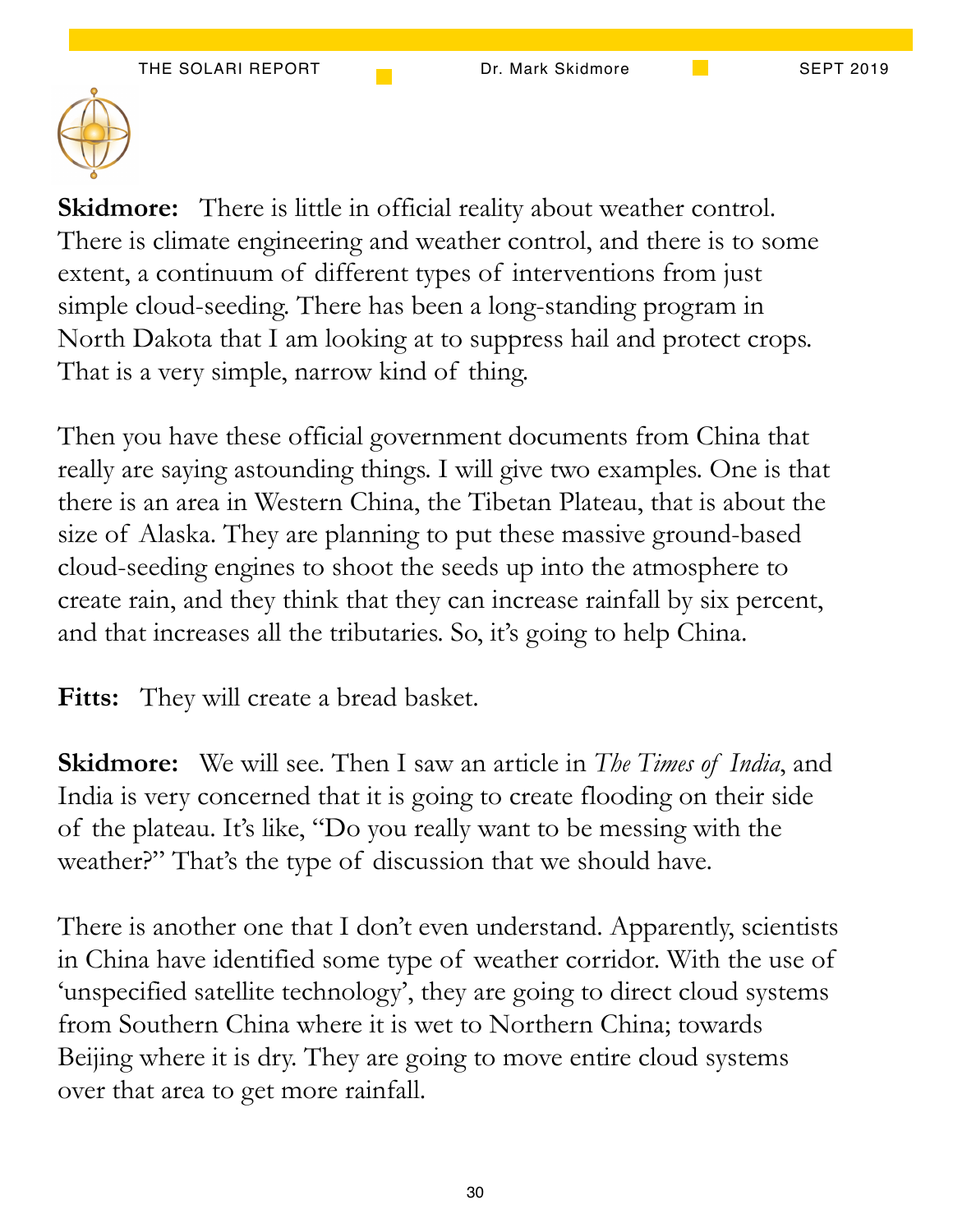**Skidmore:** There is little in official reality about weather control. There is climate engineering and weather control, and there is to some extent, a continuum of different types of interventions from just simple cloud-seeding. There has been a long-standing program in North Dakota that I am looking at to suppress hail and protect crops. That is a very simple, narrow kind of thing.

Then you have these official government documents from China that really are saying astounding things. I will give two examples. One is that there is an area in Western China, the Tibetan Plateau, that is about the size of Alaska. They are planning to put these massive ground-based cloud-seeding engines to shoot the seeds up into the atmosphere to create rain, and they think that they can increase rainfall by six percent, and that increases all the tributaries. So, it's going to help China.

**Fitts:** They will create a bread basket.

**Skidmore:** We will see. Then I saw an article in *The Times of India*, and India is very concerned that it is going to create flooding on their side of the plateau. It's like, "Do you really want to be messing with the weather?" That's the type of discussion that we should have.

There is another one that I don't even understand. Apparently, scientists in China have identified some type of weather corridor. With the use of 'unspecified satellite technology', they are going to direct cloud systems from Southern China where it is wet to Northern China; towards Beijing where it is dry. They are going to move entire cloud systems over that area to get more rainfall.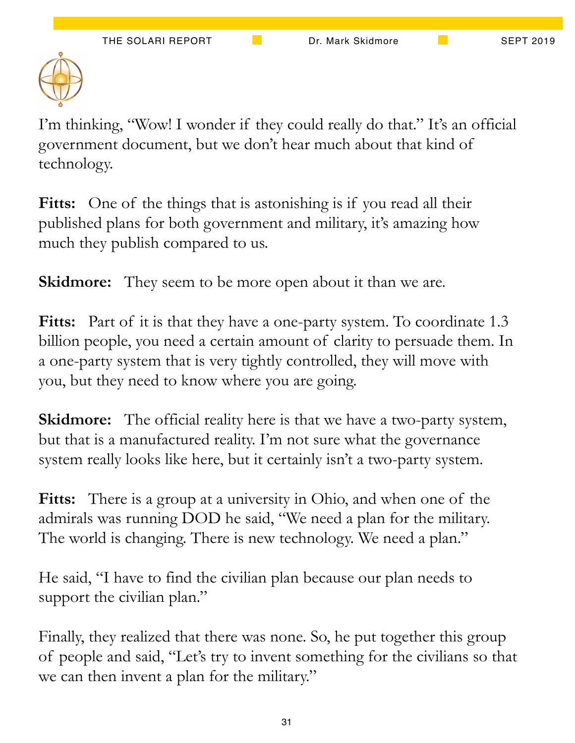I'm thinking, "Wow! I wonder if they could really do that." It's an official government document, but we don't hear much about that kind of technology.

**Fitts:** One of the things that is astonishing is if you read all their published plans for both government and military, it's amazing how much they publish compared to us.

**Skidmore:** They seem to be more open about it than we are.

**Fitts:** Part of it is that they have a one-party system. To coordinate 1.3 billion people, you need a certain amount of clarity to persuade them. In a one-party system that is very tightly controlled, they will move with you, but they need to know where you are going.

**Skidmore:** The official reality here is that we have a two-party system, but that is a manufactured reality. I'm not sure what the governance system really looks like here, but it certainly isn't a two-party system.

**Fitts:** There is a group at a university in Ohio, and when one of the admirals was running DOD he said, "We need a plan for the military. The world is changing. There is new technology. We need a plan."

He said, "I have to find the civilian plan because our plan needs to support the civilian plan."

Finally, they realized that there was none. So, he put together this group of people and said, "Let's try to invent something for the civilians so that we can then invent a plan for the military."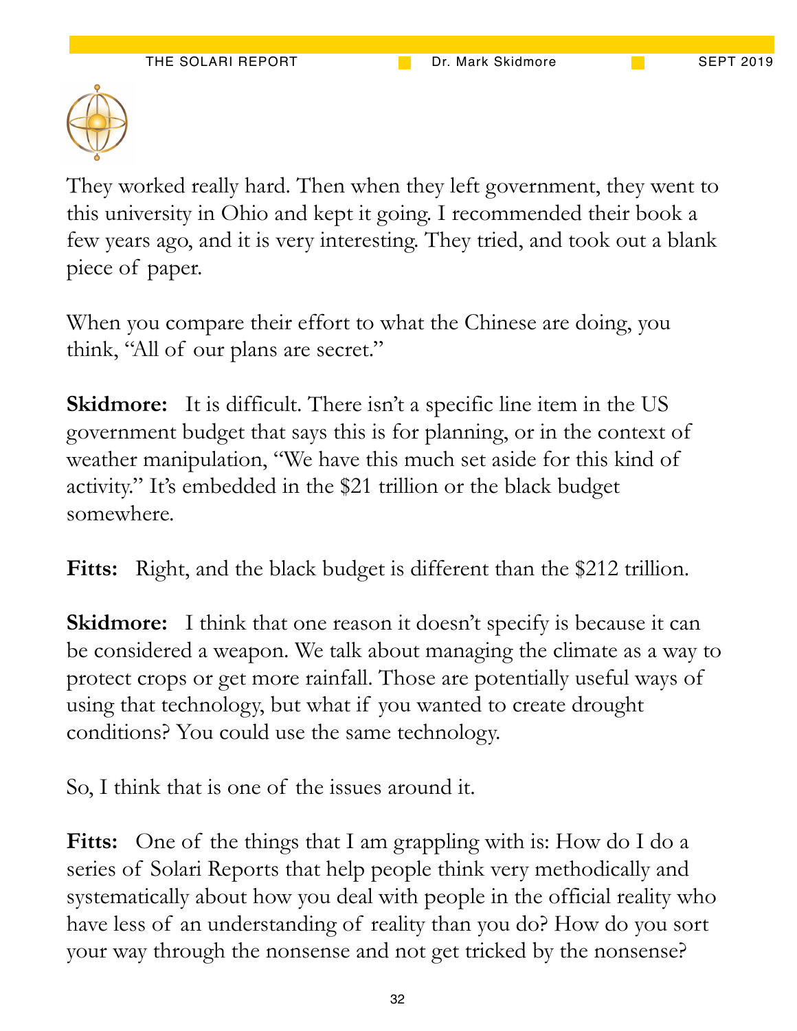They worked really hard. Then when they left government, they went to this university in Ohio and kept it going. I recommended their book a few years ago, and it is very interesting. They tried, and took out a blank piece of paper.

When you compare their effort to what the Chinese are doing, you think, "All of our plans are secret."

**Skidmore:** It is difficult. There isn't a specific line item in the US government budget that says this is for planning, or in the context of weather manipulation, "We have this much set aside for this kind of activity." It's embedded in the $21 trillion or the black budget somewhere.

**Fitts:** Right, and the black budget is different than the $212 trillion.

**Skidmore:** I think that one reason it doesn't specify is because it can be considered a weapon. We talk about managing the climate as a way to protect crops or get more rainfall. Those are potentially useful ways of using that technology, but what if you wanted to create drought conditions? You could use the same technology.

So, I think that is one of the issues around it.

**Fitts:** One of the things that I am grappling with is: How do I do a series of Solari Reports that help people think very methodically and systematically about how you deal with people in the official reality who have less of an understanding of reality than you do? How do you sort your way through the nonsense and not get tricked by the nonsense?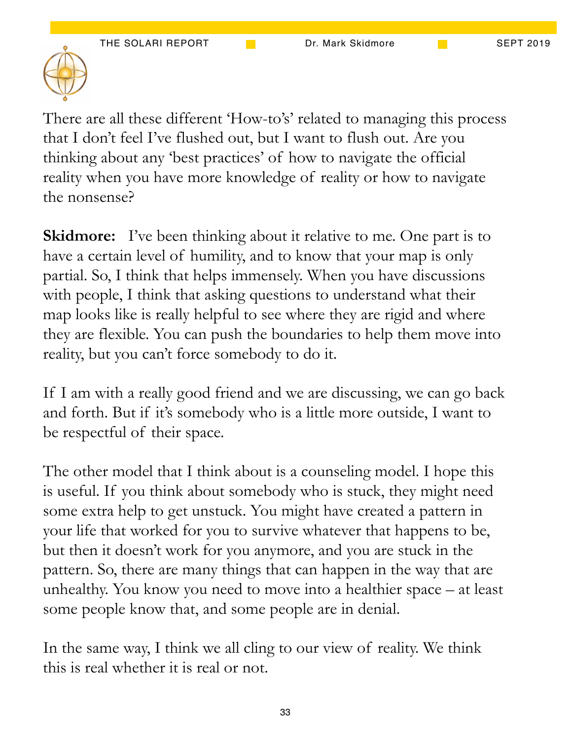There are all these different 'How-to's' related to managing this process that I don't feel I've flushed out, but I want to flush out. Are you thinking about any 'best practices' of how to navigate the official reality when you have more knowledge of reality or how to navigate the nonsense?

**Skidmore:** I've been thinking about it relative to me. One part is to have a certain level of humility, and to know that your map is only partial. So, I think that helps immensely. When you have discussions with people, I think that asking questions to understand what their map looks like is really helpful to see where they are rigid and where they are flexible. You can push the boundaries to help them move into reality, but you can't force somebody to do it.

If I am with a really good friend and we are discussing, we can go back and forth. But if it's somebody who is a little more outside, I want to be respectful of their space.

The other model that I think about is a counseling model. I hope this is useful. If you think about somebody who is stuck, they might need some extra help to get unstuck. You might have created a pattern in your life that worked for you to survive whatever that happens to be, but then it doesn't work for you anymore, and you are stuck in the pattern. So, there are many things that can happen in the way that are unhealthy. You know you need to move into a healthier space – at least some people know that, and some people are in denial.

In the same way, I think we all cling to our view of reality. We think this is real whether it is real or not.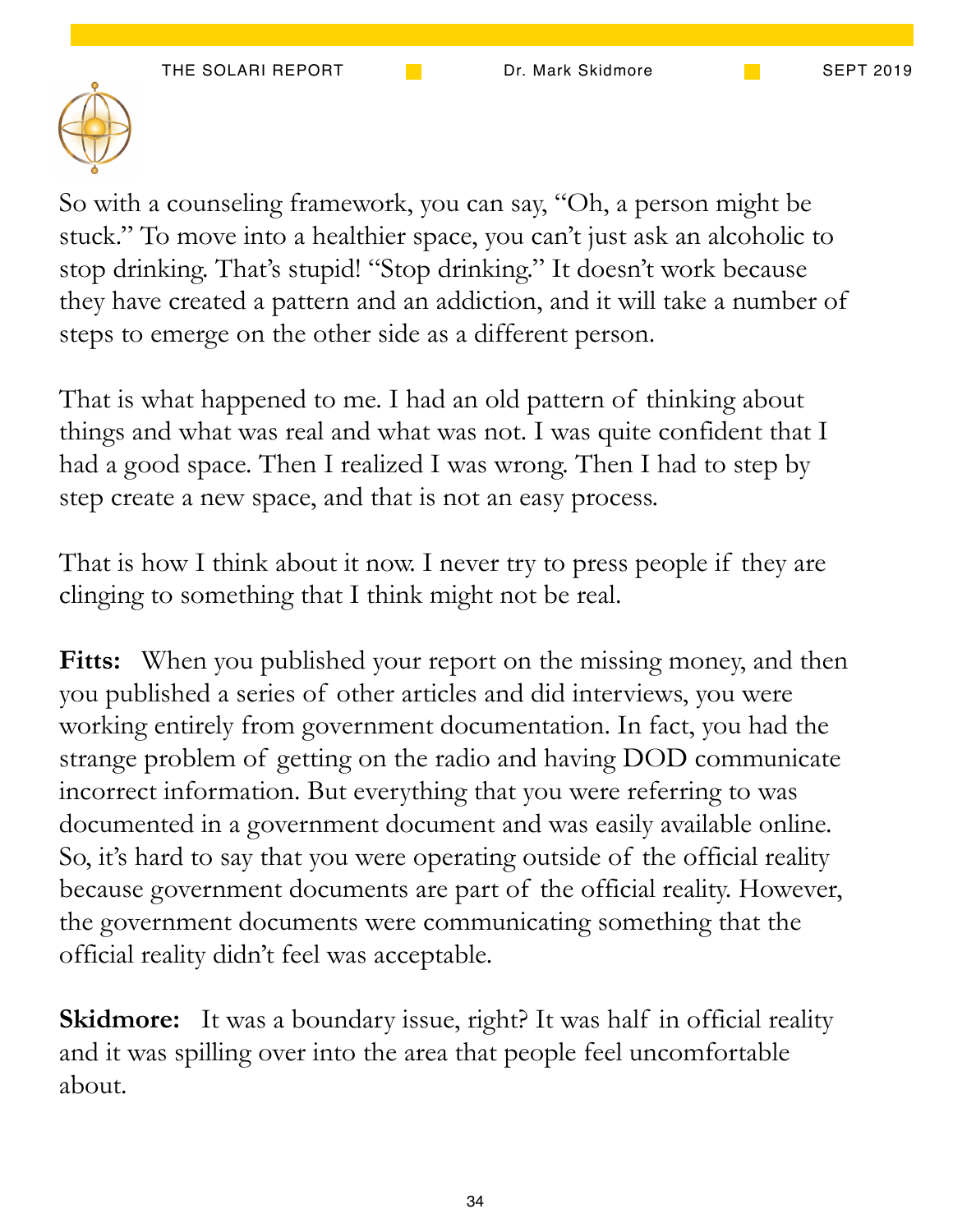So with a counseling framework, you can say, "Oh, a person might be stuck." To move into a healthier space, you can't just ask an alcoholic to stop drinking. That's stupid! "Stop drinking." It doesn't work because they have created a pattern and an addiction, and it will take a number of steps to emerge on the other side as a different person.

That is what happened to me. I had an old pattern of thinking about things and what was real and what was not. I was quite confident that I had a good space. Then I realized I was wrong. Then I had to step by step create a new space, and that is not an easy process.

That is how I think about it now. I never try to press people if they are clinging to something that I think might not be real.

**Fitts:** When you published your report on the missing money, and then you published a series of other articles and did interviews, you were working entirely from government documentation. In fact, you had the strange problem of getting on the radio and having DOD communicate incorrect information. But everything that you were referring to was documented in a government document and was easily available online. So, it's hard to say that you were operating outside of the official reality because government documents are part of the official reality. However, the government documents were communicating something that the official reality didn't feel was acceptable.

**Skidmore:** It was a boundary issue, right? It was half in official reality and it was spilling over into the area that people feel uncomfortable about.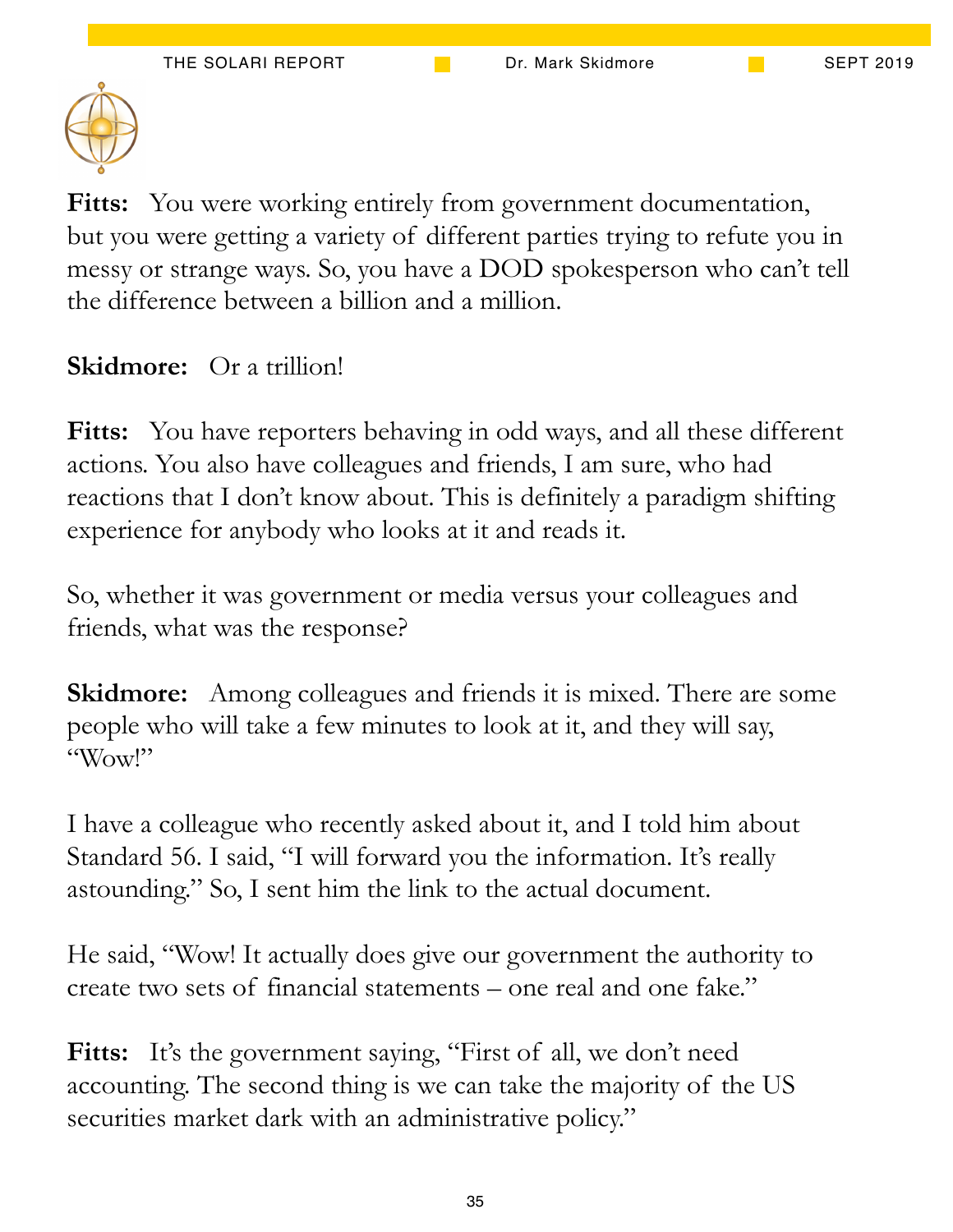**Fitts:** You were working entirely from government documentation, but you were getting a variety of different parties trying to refute you in messy or strange ways. So, you have a DOD spokesperson who can't tell the difference between a billion and a million.

**Skidmore:** Or a trillion!

**Fitts:** You have reporters behaving in odd ways, and all these different actions. You also have colleagues and friends, I am sure, who had reactions that I don't know about. This is definitely a paradigm shifting experience for anybody who looks at it and reads it.

So, whether it was government or media versus your colleagues and friends, what was the response?

**Skidmore:** Among colleagues and friends it is mixed. There are some people who will take a few minutes to look at it, and they will say, "Wow!"

I have a colleague who recently asked about it, and I told him about Standard 56. I said, "I will forward you the information. It's really astounding." So, I sent him the link to the actual document.

He said, "Wow! It actually does give our government the authority to create two sets of financial statements – one real and one fake."

**Fitts:** It's the government saying, "First of all, we don't need accounting. The second thing is we can take the majority of the US securities market dark with an administrative policy."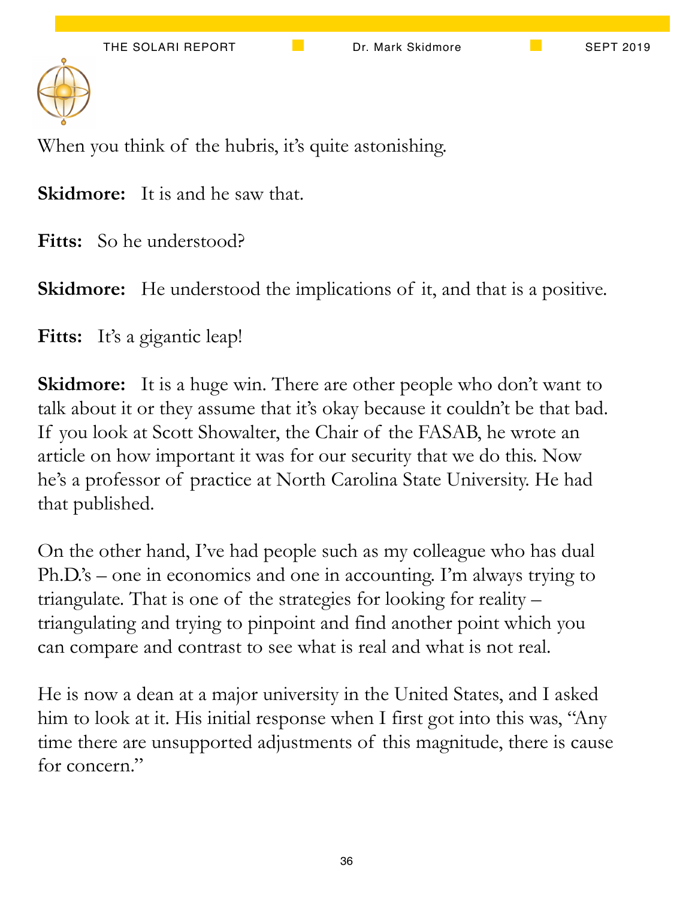When you think of the hubris, it's quite astonishing.

**Skidmore:** It is and he saw that.

**Fitts:** So he understood?

**Skidmore:** He understood the implications of it, and that is a positive.

**Fitts:** It's a gigantic leap!

**Skidmore:** It is a huge win. There are other people who don't want to talk about it or they assume that it's okay because it couldn't be that bad. If you look at Scott Showalter, the Chair of the FASAB, he wrote an article on how important it was for our security that we do this. Now he's a professor of practice at North Carolina State University. He had that published.

On the other hand, I've had people such as my colleague who has dual Ph.D.'s – one in economics and one in accounting. I'm always trying to triangulate. That is one of the strategies for looking for reality – triangulating and trying to pinpoint and find another point which you can compare and contrast to see what is real and what is not real.

He is now a dean at a major university in the United States, and I asked him to look at it. His initial response when I first got into this was, "Any time there are unsupported adjustments of this magnitude, there is cause for concern."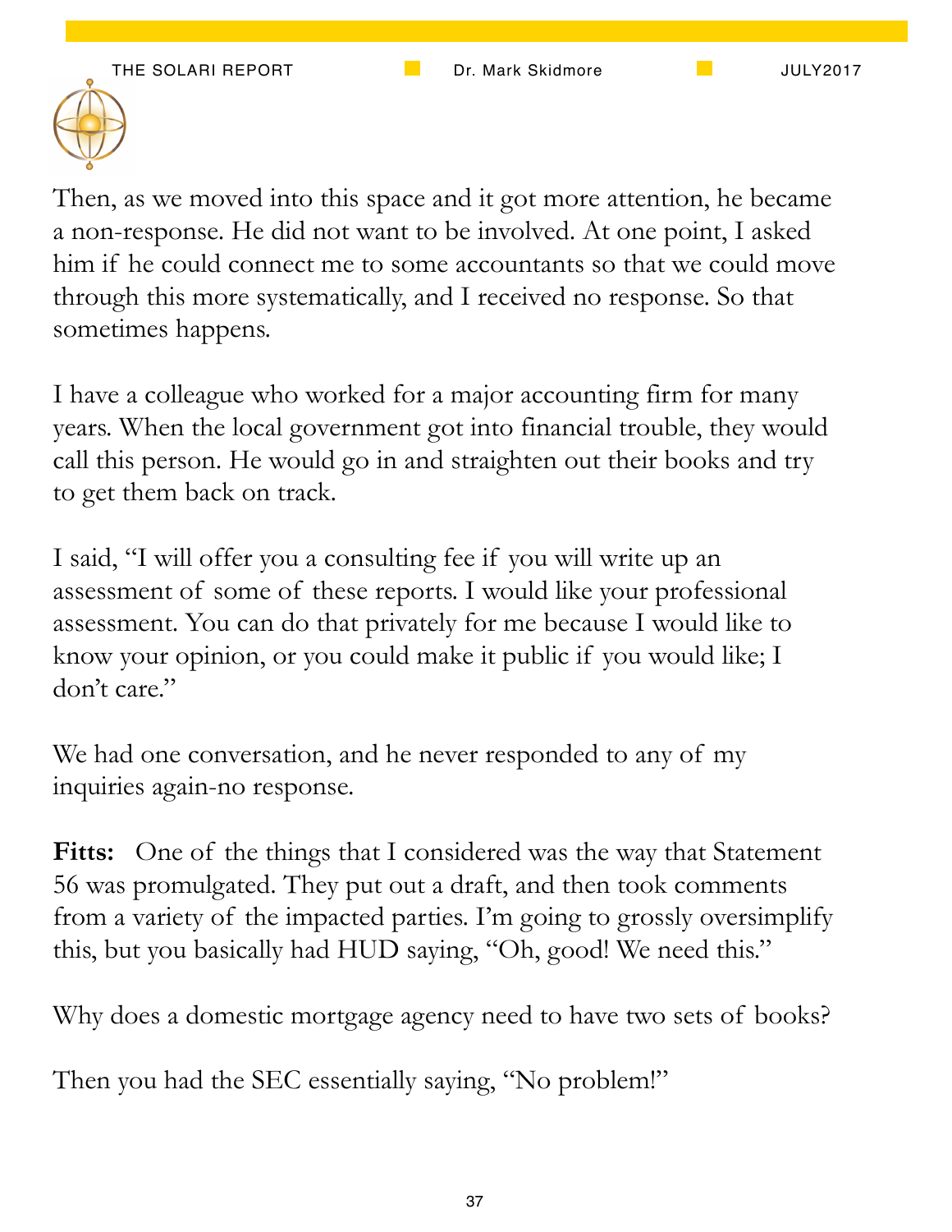Then, as we moved into this space and it got more attention, he became a non-response. He did not want to be involved. At one point, I asked him if he could connect me to some accountants so that we could move through this more systematically, and I received no response. So that sometimes happens.

I have a colleague who worked for a major accounting firm for many years. When the local government got into financial trouble, they would call this person. He would go in and straighten out their books and try to get them back on track.

I said, "I will offer you a consulting fee if you will write up an assessment of some of these reports. I would like your professional assessment. You can do that privately for me because I would like to know your opinion, or you could make it public if you would like; I don't care."

We had one conversation, and he never responded to any of my inquiries again-no response.

**Fitts:** One of the things that I considered was the way that Statement 56 was promulgated. They put out a draft, and then took comments from a variety of the impacted parties. I'm going to grossly oversimplify this, but you basically had HUD saying, "Oh, good! We need this."

Why does a domestic mortgage agency need to have two sets of books?

Then you had the SEC essentially saying, "No problem!"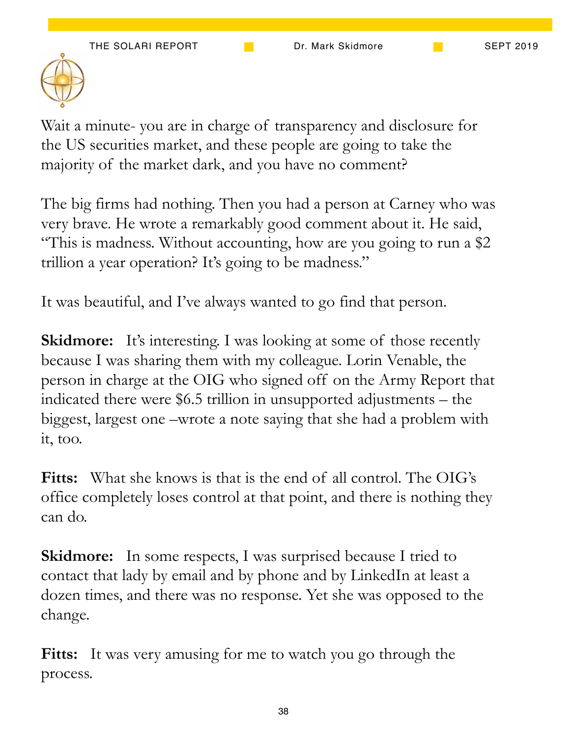Wait a minute- you are in charge of transparency and disclosure for the US securities market, and these people are going to take the majority of the market dark, and you have no comment?

The big firms had nothing. Then you had a person at Carney who was very brave. He wrote a remarkably good comment about it. He said, "This is madness. Without accounting, how are you going to run a $2 trillion a year operation? It's going to be madness."

It was beautiful, and I've always wanted to go find that person.

**Skidmore:** It's interesting. I was looking at some of those recently because I was sharing them with my colleague. Lorin Venable, the person in charge at the OIG who signed off on the Army Report that indicated there were $6.5 trillion in unsupported adjustments – the biggest, largest one –wrote a note saying that she had a problem with it, too.

**Fitts:** What she knows is that is the end of all control. The OIG's office completely loses control at that point, and there is nothing they can do.

**Skidmore:** In some respects, I was surprised because I tried to contact that lady by email and by phone and by LinkedIn at least a dozen times, and there was no response. Yet she was opposed to the change.

**Fitts:** It was very amusing for me to watch you go through the process.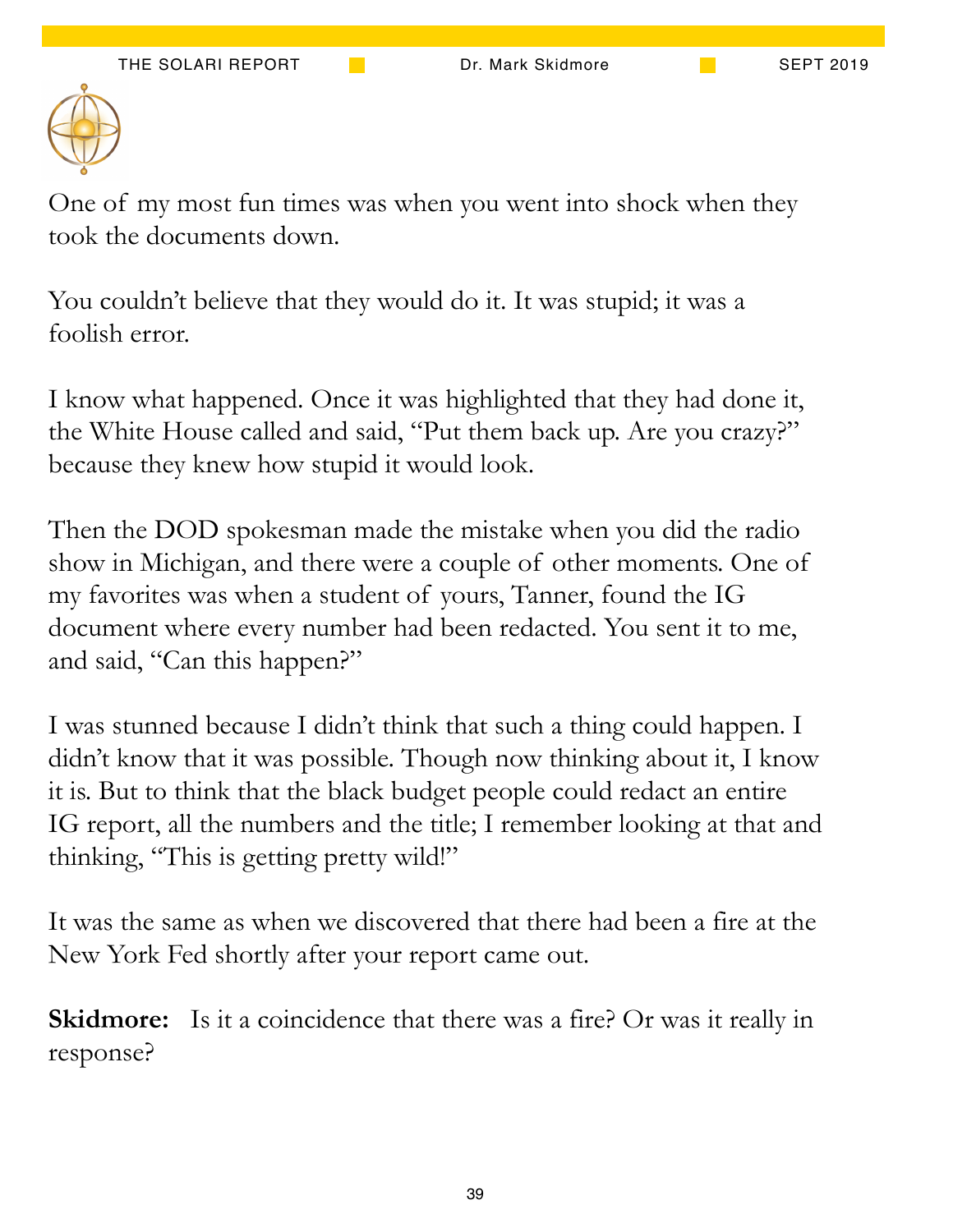One of my most fun times was when you went into shock when they took the documents down.

You couldn't believe that they would do it. It was stupid; it was a foolish error.

I know what happened. Once it was highlighted that they had done it, the White House called and said, "Put them back up. Are you crazy?" because they knew how stupid it would look.

Then the DOD spokesman made the mistake when you did the radio show in Michigan, and there were a couple of other moments. One of my favorites was when a student of yours, Tanner, found the IG document where every number had been redacted. You sent it to me, and said, "Can this happen?"

I was stunned because I didn't think that such a thing could happen. I didn't know that it was possible. Though now thinking about it, I know it is. But to think that the black budget people could redact an entire IG report, all the numbers and the title; I remember looking at that and thinking, "This is getting pretty wild!"

It was the same as when we discovered that there had been a fire at the New York Fed shortly after your report came out.

**Skidmore:** Is it a coincidence that there was a fire? Or was it really in response?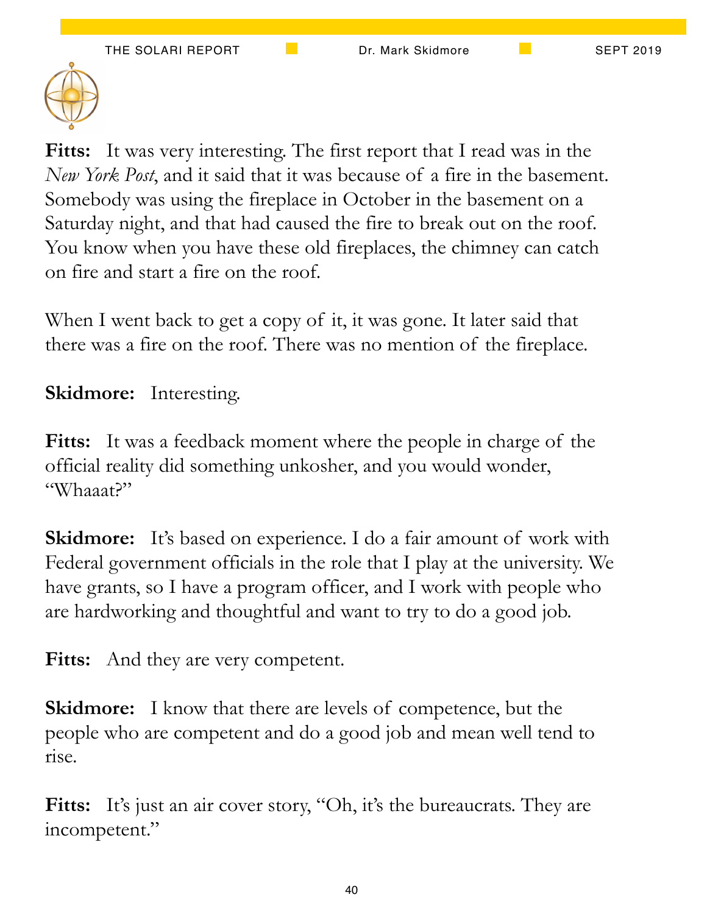**Fitts:** It was very interesting. The first report that I read was in the *New York Post*, and it said that it was because of a fire in the basement. Somebody was using the fireplace in October in the basement on a Saturday night, and that had caused the fire to break out on the roof. You know when you have these old fireplaces, the chimney can catch on fire and start a fire on the roof.

When I went back to get a copy of it, it was gone. It later said that there was a fire on the roof. There was no mention of the fireplace.

**Skidmore:** Interesting.

**Fitts:** It was a feedback moment where the people in charge of the official reality did something unkosher, and you would wonder, "Whaaat?"

**Skidmore:** It's based on experience. I do a fair amount of work with Federal government officials in the role that I play at the university. We have grants, so I have a program officer, and I work with people who are hardworking and thoughtful and want to try to do a good job.

**Fitts:** And they are very competent.

**Skidmore:** I know that there are levels of competence, but the people who are competent and do a good job and mean well tend to rise.

**Fitts:** It's just an air cover story, "Oh, it's the bureaucrats. They are incompetent."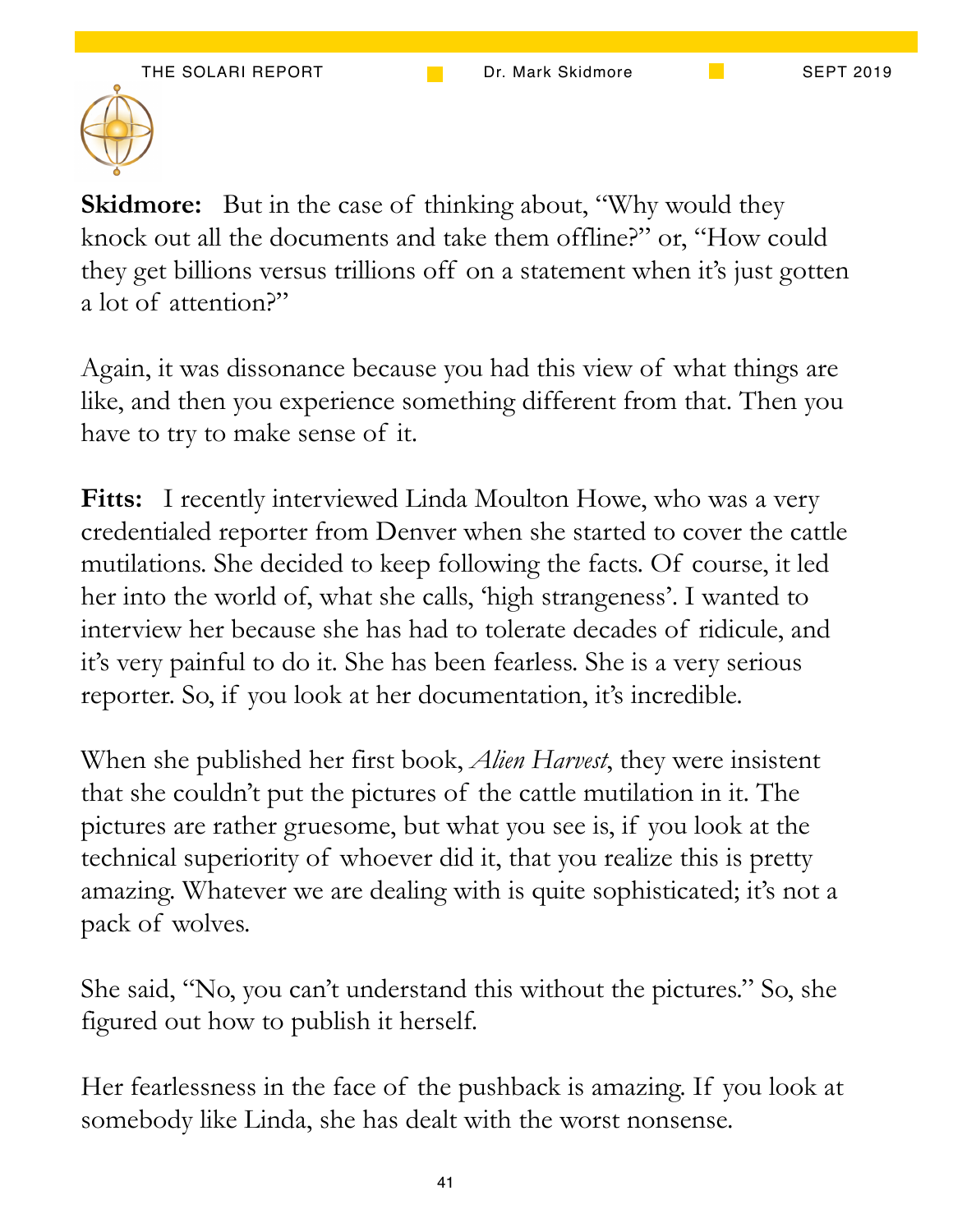**Skidmore:** But in the case of thinking about, "Why would they knock out all the documents and take them offline?" or, "How could they get billions versus trillions off on a statement when it's just gotten a lot of attention?"

Again, it was dissonance because you had this view of what things are like, and then you experience something different from that. Then you have to try to make sense of it.

**Fitts:** I recently interviewed Linda Moulton Howe, who was a very credentialed reporter from Denver when she started to cover the cattle mutilations. She decided to keep following the facts. Of course, it led her into the world of, what she calls, 'high strangeness'. I wanted to interview her because she has had to tolerate decades of ridicule, and it's very painful to do it. She has been fearless. She is a very serious reporter. So, if you look at her documentation, it's incredible.

When she published her first book, *Alien Harvest*, they were insistent that she couldn't put the pictures of the cattle mutilation in it. The pictures are rather gruesome, but what you see is, if you look at the technical superiority of whoever did it, that you realize this is pretty amazing. Whatever we are dealing with is quite sophisticated; it's not a pack of wolves.

She said, "No, you can't understand this without the pictures." So, she figured out how to publish it herself.

Her fearlessness in the face of the pushback is amazing. If you look at somebody like Linda, she has dealt with the worst nonsense.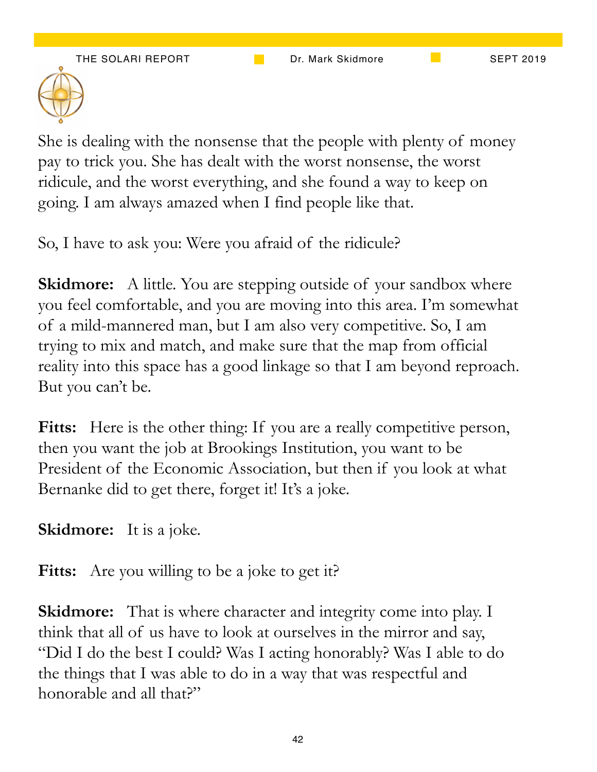She is dealing with the nonsense that the people with plenty of money pay to trick you. She has dealt with the worst nonsense, the worst ridicule, and the worst everything, and she found a way to keep on going. I am always amazed when I find people like that.

So, I have to ask you: Were you afraid of the ridicule?

**Skidmore:** A little. You are stepping outside of your sandbox where you feel comfortable, and you are moving into this area. I'm somewhat of a mild-mannered man, but I am also very competitive. So, I am trying to mix and match, and make sure that the map from official reality into this space has a good linkage so that I am beyond reproach. But you can't be.

**Fitts:** Here is the other thing: If you are a really competitive person, then you want the job at Brookings Institution, you want to be President of the Economic Association, but then if you look at what Bernanke did to get there, forget it! It's a joke.

**Skidmore:** It is a joke.

**Fitts:** Are you willing to be a joke to get it?

**Skidmore:** That is where character and integrity come into play. I think that all of us have to look at ourselves in the mirror and say, "Did I do the best I could? Was I acting honorably? Was I able to do the things that I was able to do in a way that was respectful and honorable and all that?"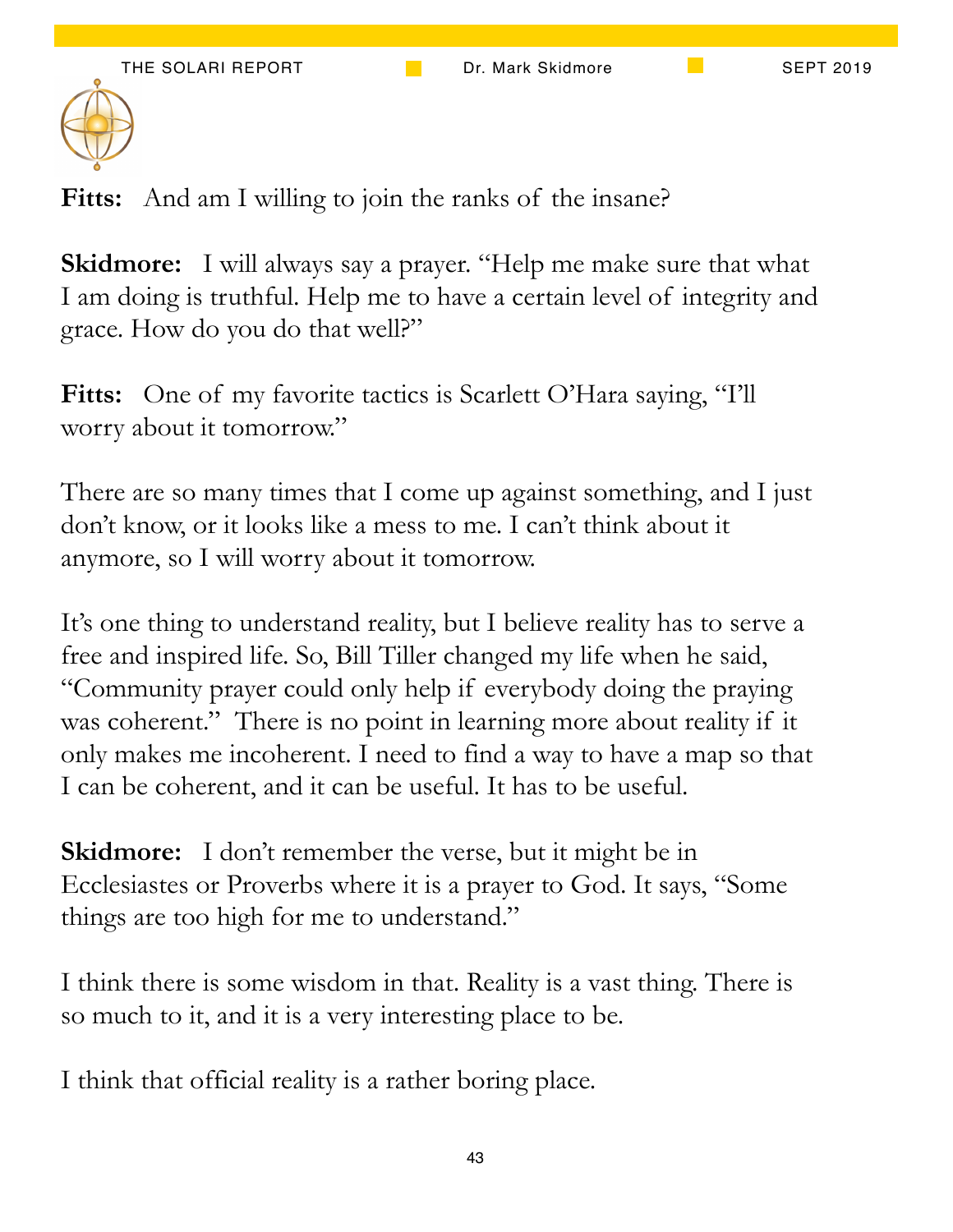**Fitts:** And am I willing to join the ranks of the insane?

**Skidmore:** I will always say a prayer. "Help me make sure that what I am doing is truthful. Help me to have a certain level of integrity and grace. How do you do that well?"

**Fitts:** One of my favorite tactics is Scarlett O'Hara saying, "I'll worry about it tomorrow."

There are so many times that I come up against something, and I just don't know, or it looks like a mess to me. I can't think about it anymore, so I will worry about it tomorrow.

It's one thing to understand reality, but I believe reality has to serve a free and inspired life. So, Bill Tiller changed my life when he said, "Community prayer could only help if everybody doing the praying was coherent." There is no point in learning more about reality if it only makes me incoherent. I need to find a way to have a map so that I can be coherent, and it can be useful. It has to be useful.

**Skidmore:** I don't remember the verse, but it might be in Ecclesiastes or Proverbs where it is a prayer to God. It says, "Some things are too high for me to understand."

I think there is some wisdom in that. Reality is a vast thing. There is so much to it, and it is a very interesting place to be.

I think that official reality is a rather boring place.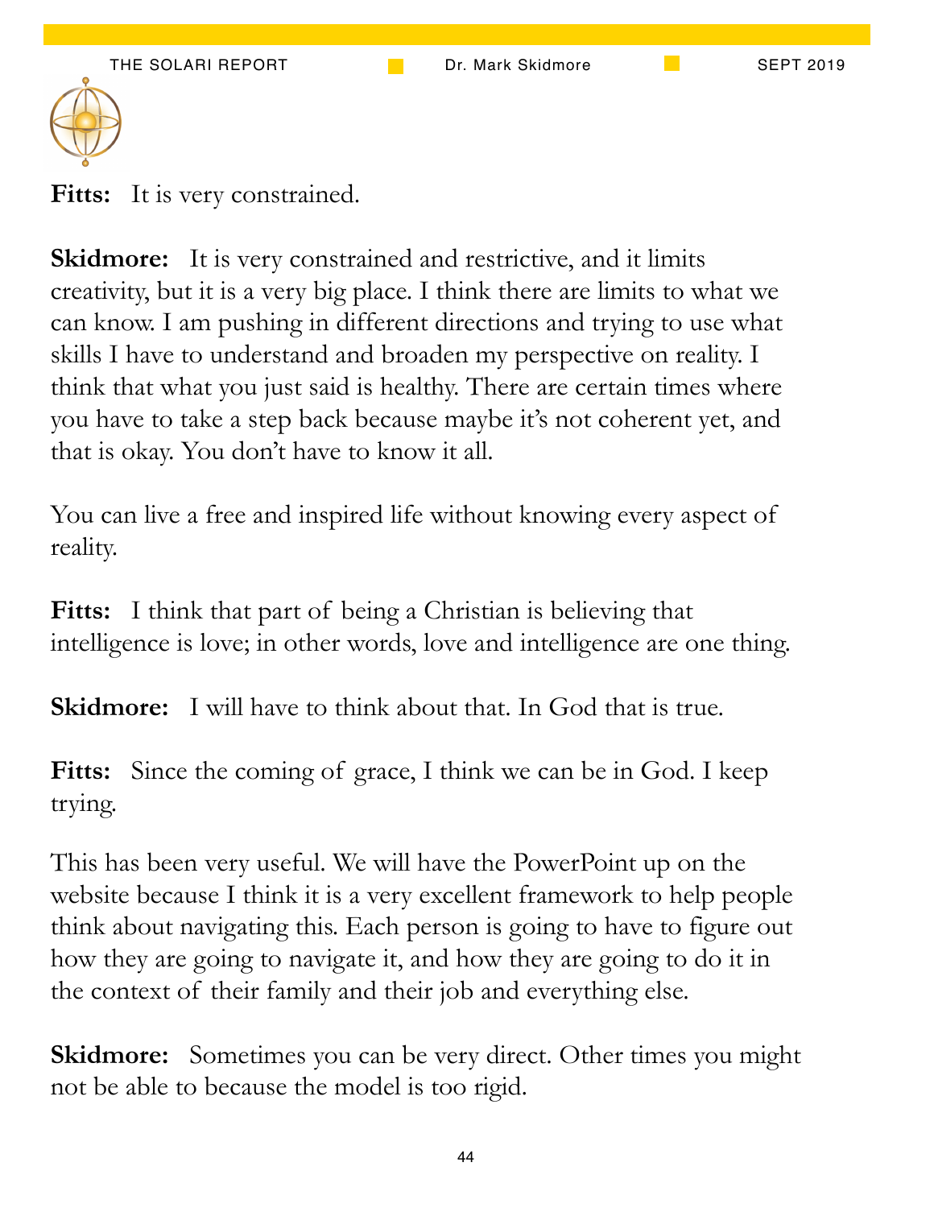**Fitts:** It is very constrained.

**Skidmore:** It is very constrained and restrictive, and it limits creativity, but it is a very big place. I think there are limits to what we can know. I am pushing in different directions and trying to use what skills I have to understand and broaden my perspective on reality. I think that what you just said is healthy. There are certain times where you have to take a step back because maybe it's not coherent yet, and that is okay. You don't have to know it all.

You can live a free and inspired life without knowing every aspect of reality.

**Fitts:** I think that part of being a Christian is believing that intelligence is love; in other words, love and intelligence are one thing.

**Skidmore:** I will have to think about that. In God that is true.

**Fitts:** Since the coming of grace, I think we can be in God. I keep trying.

This has been very useful. We will have the PowerPoint up on the website because I think it is a very excellent framework to help people think about navigating this. Each person is going to have to figure out how they are going to navigate it, and how they are going to do it in the context of their family and their job and everything else.

**Skidmore:** Sometimes you can be very direct. Other times you might not be able to because the model is too rigid.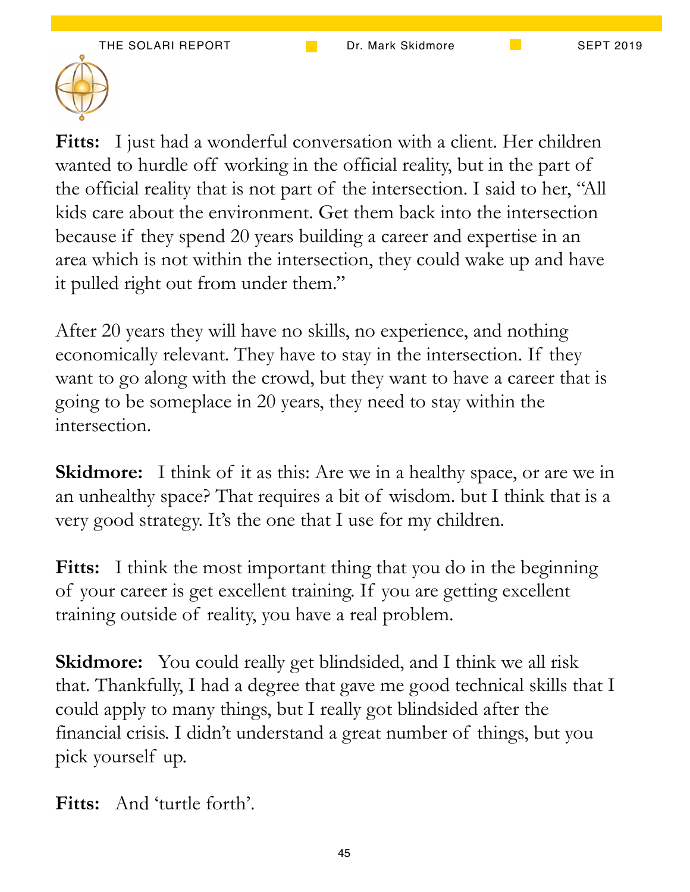**Fitts:** I just had a wonderful conversation with a client. Her children wanted to hurdle off working in the official reality, but in the part of the official reality that is not part of the intersection. I said to her, "All kids care about the environment. Get them back into the intersection because if they spend 20 years building a career and expertise in an area which is not within the intersection, they could wake up and have it pulled right out from under them."

After 20 years they will have no skills, no experience, and nothing economically relevant. They have to stay in the intersection. If they want to go along with the crowd, but they want to have a career that is going to be someplace in 20 years, they need to stay within the intersection.

**Skidmore:** I think of it as this: Are we in a healthy space, or are we in an unhealthy space? That requires a bit of wisdom. but I think that is a very good strategy. It's the one that I use for my children.

**Fitts:** I think the most important thing that you do in the beginning of your career is get excellent training. If you are getting excellent training outside of reality, you have a real problem.

**Skidmore:** You could really get blindsided, and I think we all risk that. Thankfully, I had a degree that gave me good technical skills that I could apply to many things, but I really got blindsided after the financial crisis. I didn't understand a great number of things, but you pick yourself up.

**Fitts:** And 'turtle forth'.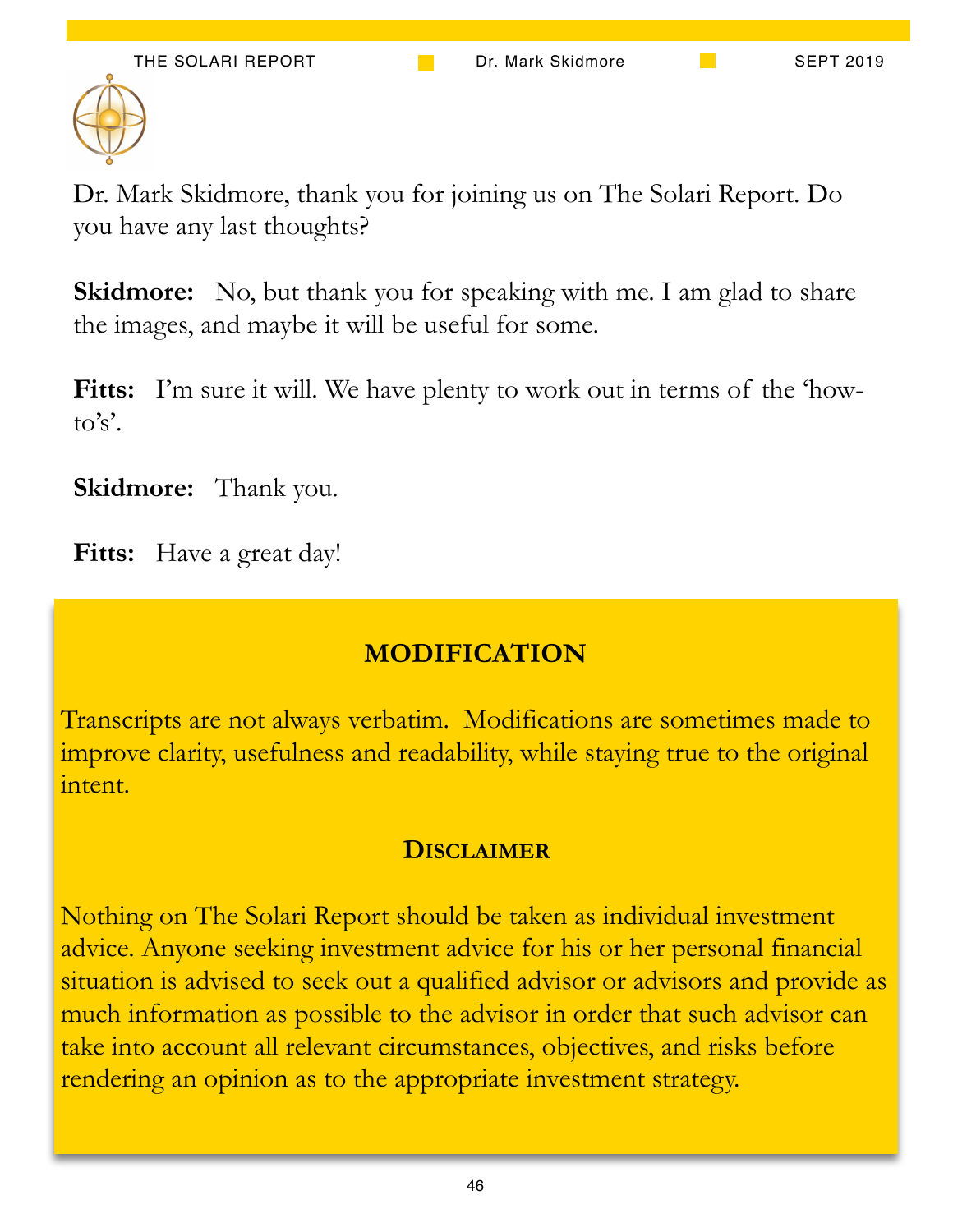Dr. Mark Skidmore, thank you for joining us on The Solari Report. Do you have any last thoughts?

**Skidmore:** No, but thank you for speaking with me. I am glad to share the images, and maybe it will be useful for some.

**Fitts:** I'm sure it will. We have plenty to work out in terms of the 'how-to's'.

**Skidmore:** Thank you.

**Fitts:** Have a great day!

## MODIFICATION

Transcripts are not always verbatim. Modifications are sometimes made to improve clarity, usefulness and readability, while staying true to the original intent.

## DISCLAIMER

Nothing on The Solari Report should be taken as individual investment advice. Anyone seeking investment advice for his or her personal financial situation is advised to seek out a qualified advisor or advisors and provide as much information as possible to the advisor in order that such advisor can take into account all relevant circumstances, objectives, and risks before rendering an opinion as to the appropriate investment strategy.